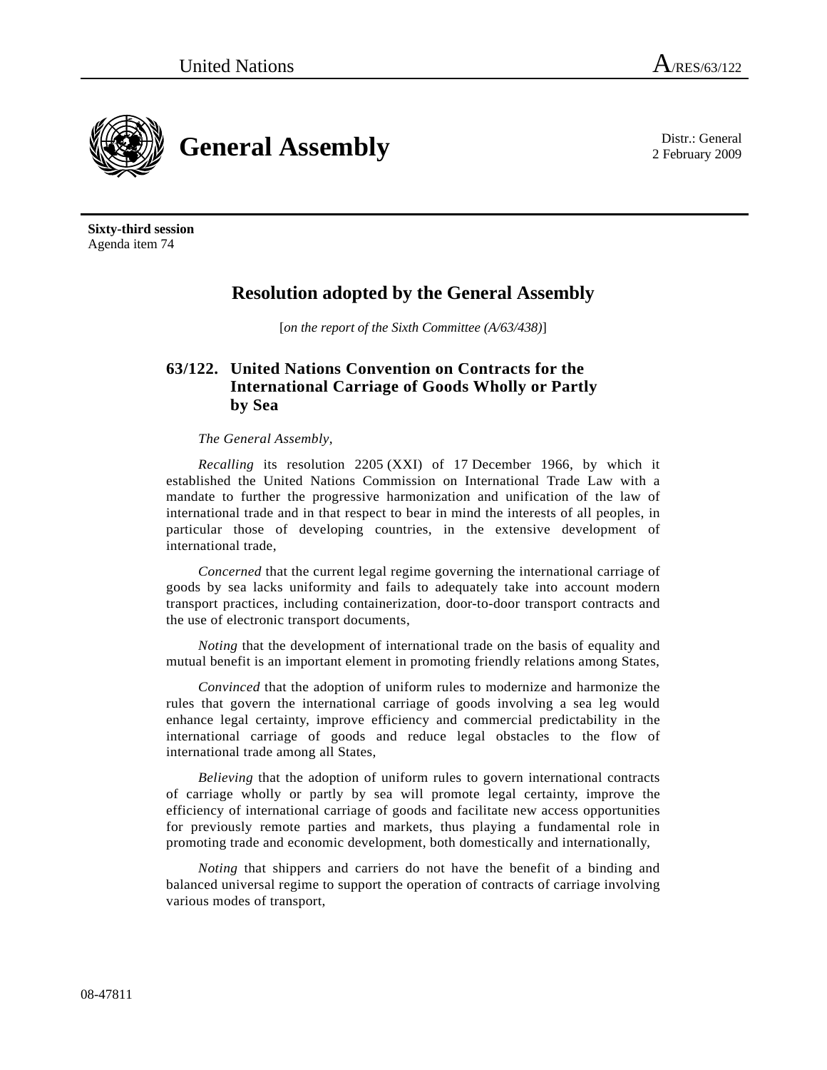United Nations A/RES/63/122

# General Assembly

Distr.: General
2 February 2009

**Sixty-third session**
Agenda item 74

## Resolution adopted by the General Assembly

[*on the report of the Sixth Committee (A/63/438)*]

### 63/122. United Nations Convention on Contracts for the International Carriage of Goods Wholly or Partly by Sea

*The General Assembly*,

*Recalling* its resolution 2205 (XXI) of 17 December 1966, by which it established the United Nations Commission on International Trade Law with a mandate to further the progressive harmonization and unification of the law of international trade and in that respect to bear in mind the interests of all peoples, in particular those of developing countries, in the extensive development of international trade,

*Concerned* that the current legal regime governing the international carriage of goods by sea lacks uniformity and fails to adequately take into account modern transport practices, including containerization, door-to-door transport contracts and the use of electronic transport documents,

*Noting* that the development of international trade on the basis of equality and mutual benefit is an important element in promoting friendly relations among States,

*Convinced* that the adoption of uniform rules to modernize and harmonize the rules that govern the international carriage of goods involving a sea leg would enhance legal certainty, improve efficiency and commercial predictability in the international carriage of goods and reduce legal obstacles to the flow of international trade among all States,

*Believing* that the adoption of uniform rules to govern international contracts of carriage wholly or partly by sea will promote legal certainty, improve the efficiency of international carriage of goods and facilitate new access opportunities for previously remote parties and markets, thus playing a fundamental role in promoting trade and economic development, both domestically and internationally,

*Noting* that shippers and carriers do not have the benefit of a binding and balanced universal regime to support the operation of contracts of carriage involving various modes of transport,

08-47811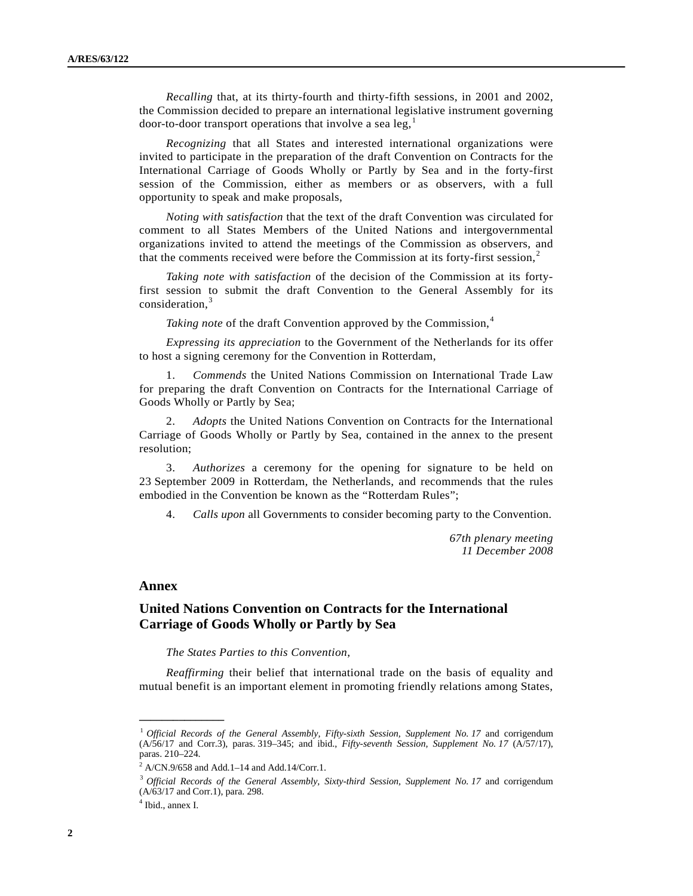*Recalling* that, at its thirty-fourth and thirty-fifth sessions, in 2001 and 2002, the Commission decided to prepare an international legislative instrument governing door-to-door transport operations that involve a sea leg,[1]

*Recognizing* that all States and interested international organizations were invited to participate in the preparation of the draft Convention on Contracts for the International Carriage of Goods Wholly or Partly by Sea and in the forty-first session of the Commission, either as members or as observers, with a full opportunity to speak and make proposals,

*Noting with satisfaction* that the text of the draft Convention was circulated for comment to all States Members of the United Nations and intergovernmental organizations invited to attend the meetings of the Commission as observers, and that the comments received were before the Commission at its forty-first session,[2]

*Taking note with satisfaction* of the decision of the Commission at its forty-first session to submit the draft Convention to the General Assembly for its consideration,[3]

*Taking note* of the draft Convention approved by the Commission,[4]

*Expressing its appreciation* to the Government of the Netherlands for its offer to host a signing ceremony for the Convention in Rotterdam,

1. *Commends* the United Nations Commission on International Trade Law for preparing the draft Convention on Contracts for the International Carriage of Goods Wholly or Partly by Sea;

2. *Adopts* the United Nations Convention on Contracts for the International Carriage of Goods Wholly or Partly by Sea, contained in the annex to the present resolution;

3. *Authorizes* a ceremony for the opening for signature to be held on 23 September 2009 in Rotterdam, the Netherlands, and recommends that the rules embodied in the Convention be known as the "Rotterdam Rules";

4. *Calls upon* all Governments to consider becoming party to the Convention.

*67th plenary meeting*
*11 December 2008*

## Annex

## United Nations Convention on Contracts for the International Carriage of Goods Wholly or Partly by Sea

*The States Parties to this Convention*,

*Reaffirming* their belief that international trade on the basis of equality and mutual benefit is an important element in promoting friendly relations among States,

---

[1] *Official Records of the General Assembly, Fifty-sixth Session, Supplement No. 17* and corrigendum (A/56/17 and Corr.3), paras. 319–345; and ibid., *Fifty-seventh Session, Supplement No. 17* (A/57/17), paras. 210–224.

[2] A/CN.9/658 and Add.1–14 and Add.14/Corr.1.

[3] *Official Records of the General Assembly, Sixty-third Session, Supplement No. 17* and corrigendum (A/63/17 and Corr.1), para. 298.

[4] Ibid., annex I.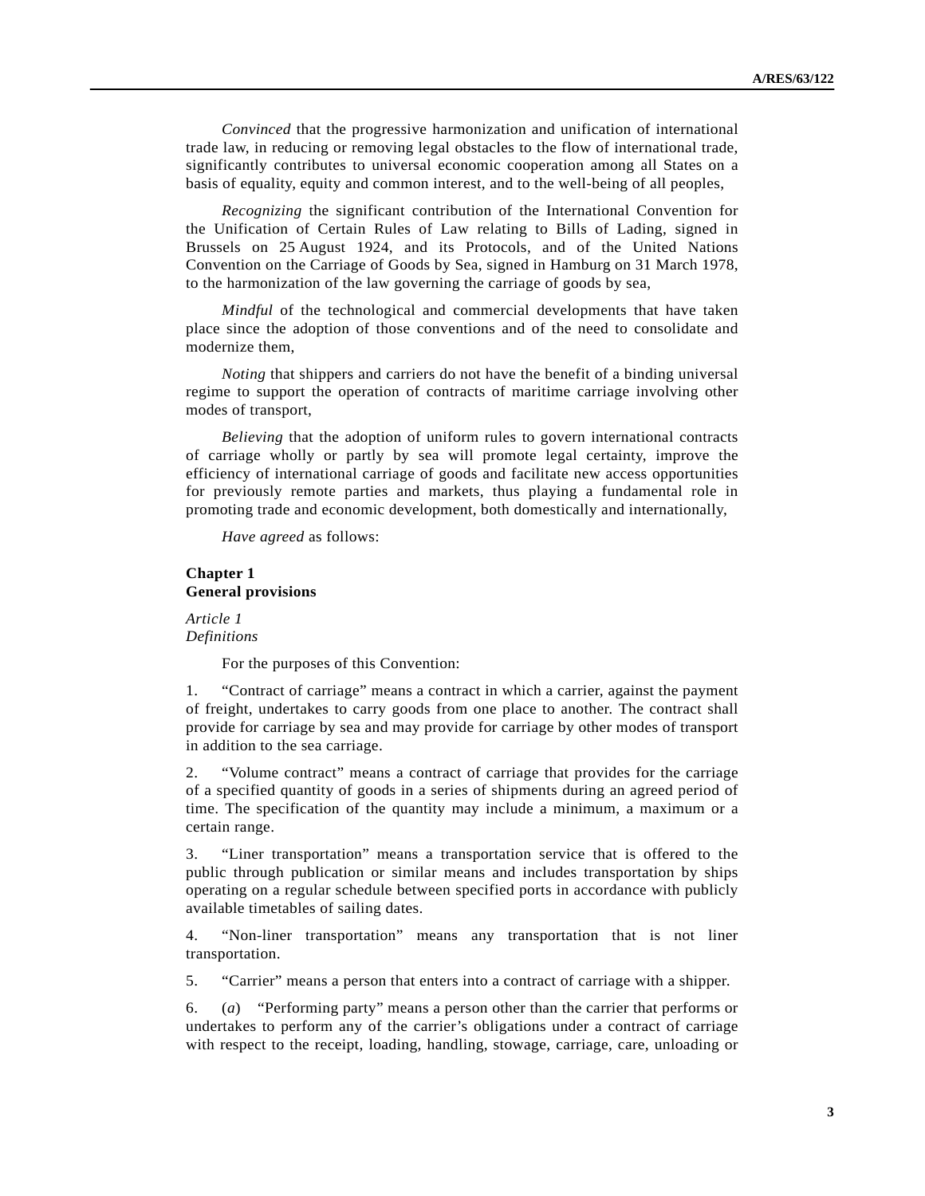*Convinced* that the progressive harmonization and unification of international trade law, in reducing or removing legal obstacles to the flow of international trade, significantly contributes to universal economic cooperation among all States on a basis of equality, equity and common interest, and to the well-being of all peoples,

*Recognizing* the significant contribution of the International Convention for the Unification of Certain Rules of Law relating to Bills of Lading, signed in Brussels on 25 August 1924, and its Protocols, and of the United Nations Convention on the Carriage of Goods by Sea, signed in Hamburg on 31 March 1978, to the harmonization of the law governing the carriage of goods by sea,

*Mindful* of the technological and commercial developments that have taken place since the adoption of those conventions and of the need to consolidate and modernize them,

*Noting* that shippers and carriers do not have the benefit of a binding universal regime to support the operation of contracts of maritime carriage involving other modes of transport,

*Believing* that the adoption of uniform rules to govern international contracts of carriage wholly or partly by sea will promote legal certainty, improve the efficiency of international carriage of goods and facilitate new access opportunities for previously remote parties and markets, thus playing a fundamental role in promoting trade and economic development, both domestically and internationally,

*Have agreed* as follows:

## Chapter 1
## General provisions

*Article 1*
*Definitions*

For the purposes of this Convention:

1. "Contract of carriage" means a contract in which a carrier, against the payment of freight, undertakes to carry goods from one place to another. The contract shall provide for carriage by sea and may provide for carriage by other modes of transport in addition to the sea carriage.

2. "Volume contract" means a contract of carriage that provides for the carriage of a specified quantity of goods in a series of shipments during an agreed period of time. The specification of the quantity may include a minimum, a maximum or a certain range.

3. "Liner transportation" means a transportation service that is offered to the public through publication or similar means and includes transportation by ships operating on a regular schedule between specified ports in accordance with publicly available timetables of sailing dates.

4. "Non-liner transportation" means any transportation that is not liner transportation.

5. "Carrier" means a person that enters into a contract of carriage with a shipper.

6. (*a*) "Performing party" means a person other than the carrier that performs or undertakes to perform any of the carrier's obligations under a contract of carriage with respect to the receipt, loading, handling, stowage, carriage, care, unloading or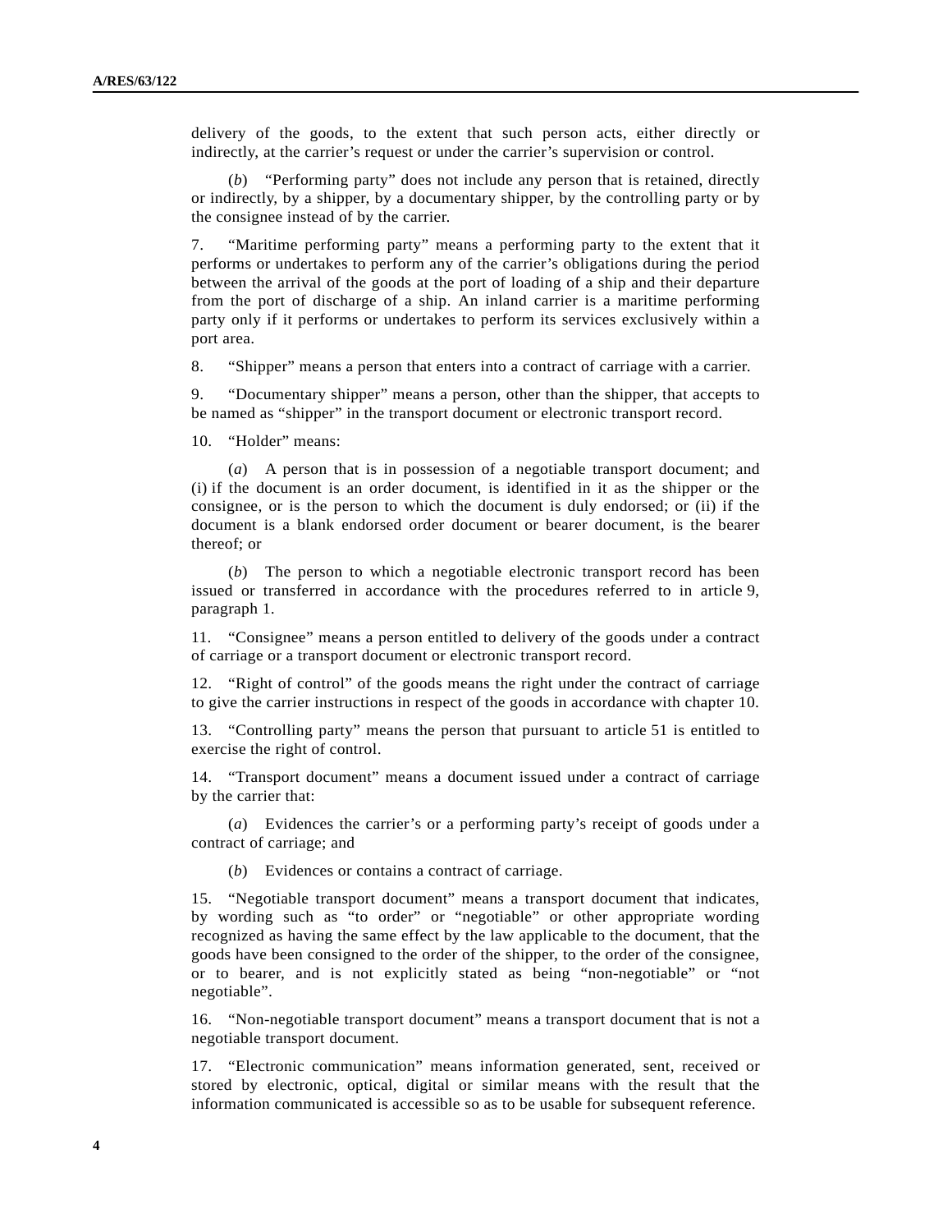delivery of the goods, to the extent that such person acts, either directly or indirectly, at the carrier's request or under the carrier's supervision or control.

(*b*) "Performing party" does not include any person that is retained, directly or indirectly, by a shipper, by a documentary shipper, by the controlling party or by the consignee instead of by the carrier.

7. "Maritime performing party" means a performing party to the extent that it performs or undertakes to perform any of the carrier's obligations during the period between the arrival of the goods at the port of loading of a ship and their departure from the port of discharge of a ship. An inland carrier is a maritime performing party only if it performs or undertakes to perform its services exclusively within a port area.

8. "Shipper" means a person that enters into a contract of carriage with a carrier.

9. "Documentary shipper" means a person, other than the shipper, that accepts to be named as "shipper" in the transport document or electronic transport record.

10. "Holder" means:

(*a*) A person that is in possession of a negotiable transport document; and (i) if the document is an order document, is identified in it as the shipper or the consignee, or is the person to which the document is duly endorsed; or (ii) if the document is a blank endorsed order document or bearer document, is the bearer thereof; or

(*b*) The person to which a negotiable electronic transport record has been issued or transferred in accordance with the procedures referred to in article 9, paragraph 1.

11. "Consignee" means a person entitled to delivery of the goods under a contract of carriage or a transport document or electronic transport record.

12. "Right of control" of the goods means the right under the contract of carriage to give the carrier instructions in respect of the goods in accordance with chapter 10.

13. "Controlling party" means the person that pursuant to article 51 is entitled to exercise the right of control.

14. "Transport document" means a document issued under a contract of carriage by the carrier that:

(*a*) Evidences the carrier's or a performing party's receipt of goods under a contract of carriage; and

(*b*) Evidences or contains a contract of carriage.

15. "Negotiable transport document" means a transport document that indicates, by wording such as "to order" or "negotiable" or other appropriate wording recognized as having the same effect by the law applicable to the document, that the goods have been consigned to the order of the shipper, to the order of the consignee, or to bearer, and is not explicitly stated as being "non-negotiable" or "not negotiable".

16. "Non-negotiable transport document" means a transport document that is not a negotiable transport document.

17. "Electronic communication" means information generated, sent, received or stored by electronic, optical, digital or similar means with the result that the information communicated is accessible so as to be usable for subsequent reference.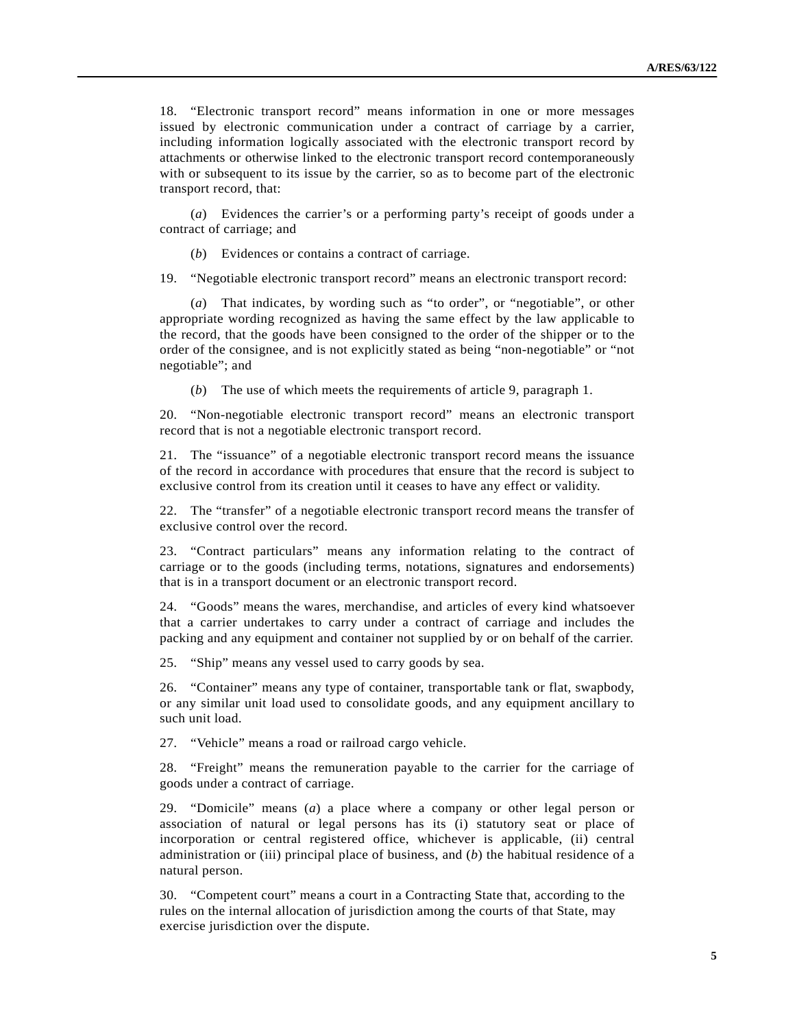18. “Electronic transport record” means information in one or more messages issued by electronic communication under a contract of carriage by a carrier, including information logically associated with the electronic transport record by attachments or otherwise linked to the electronic transport record contemporaneously with or subsequent to its issue by the carrier, so as to become part of the electronic transport record, that:

(*a*) Evidences the carrier’s or a performing party’s receipt of goods under a contract of carriage; and

(*b*) Evidences or contains a contract of carriage.

19. “Negotiable electronic transport record” means an electronic transport record:

(*a*) That indicates, by wording such as “to order”, or “negotiable”, or other appropriate wording recognized as having the same effect by the law applicable to the record, that the goods have been consigned to the order of the shipper or to the order of the consignee, and is not explicitly stated as being “non-negotiable” or “not negotiable”; and

(*b*) The use of which meets the requirements of article 9, paragraph 1.

20. “Non-negotiable electronic transport record” means an electronic transport record that is not a negotiable electronic transport record.

21. The “issuance” of a negotiable electronic transport record means the issuance of the record in accordance with procedures that ensure that the record is subject to exclusive control from its creation until it ceases to have any effect or validity.

22. The “transfer” of a negotiable electronic transport record means the transfer of exclusive control over the record.

23. “Contract particulars” means any information relating to the contract of carriage or to the goods (including terms, notations, signatures and endorsements) that is in a transport document or an electronic transport record.

24. “Goods” means the wares, merchandise, and articles of every kind whatsoever that a carrier undertakes to carry under a contract of carriage and includes the packing and any equipment and container not supplied by or on behalf of the carrier.

25. “Ship” means any vessel used to carry goods by sea.

26. “Container” means any type of container, transportable tank or flat, swapbody, or any similar unit load used to consolidate goods, and any equipment ancillary to such unit load.

27. “Vehicle” means a road or railroad cargo vehicle.

28. “Freight” means the remuneration payable to the carrier for the carriage of goods under a contract of carriage.

29. “Domicile” means (*a*) a place where a company or other legal person or association of natural or legal persons has its (i) statutory seat or place of incorporation or central registered office, whichever is applicable, (ii) central administration or (iii) principal place of business, and (*b*) the habitual residence of a natural person.

30. “Competent court” means a court in a Contracting State that, according to the rules on the internal allocation of jurisdiction among the courts of that State, may exercise jurisdiction over the dispute.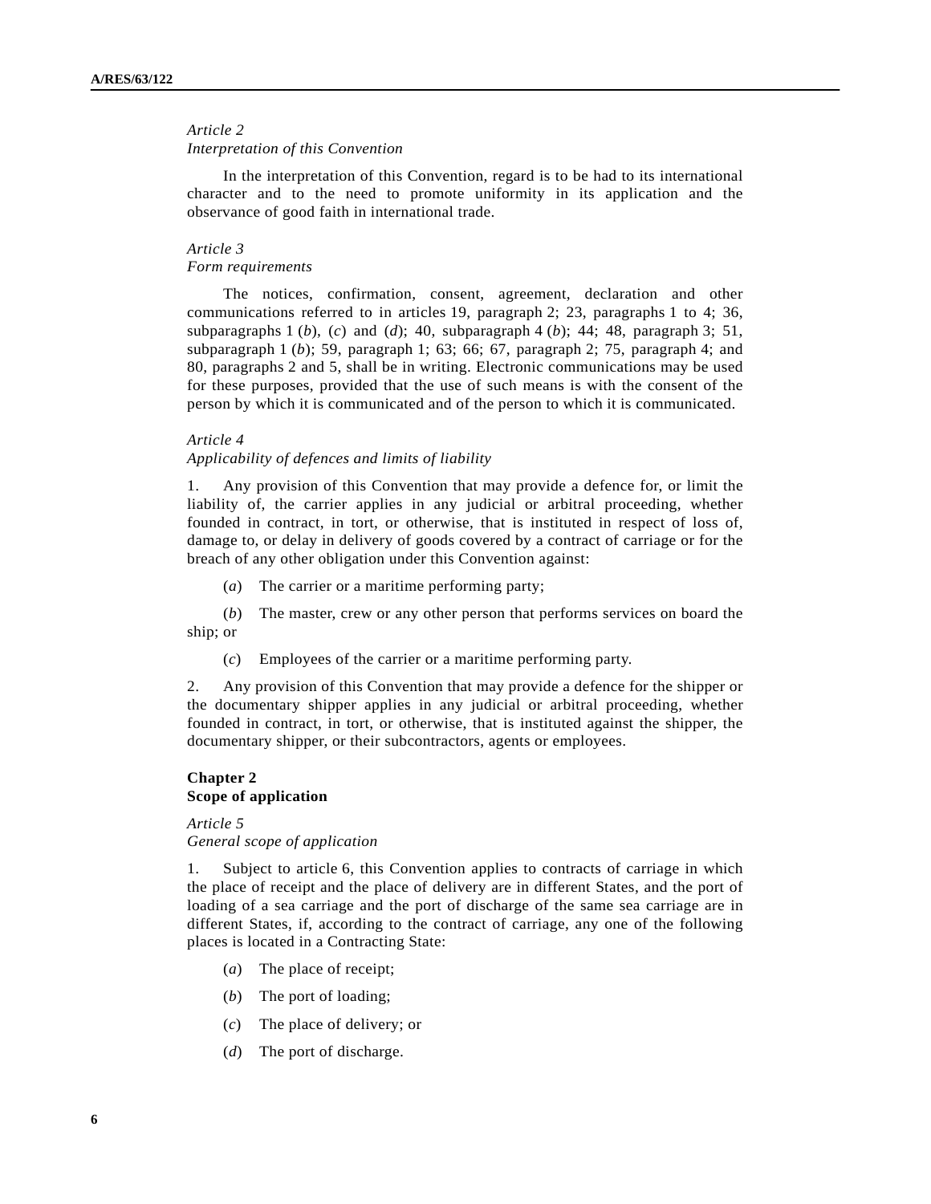*Article 2*
*Interpretation of this Convention*

In the interpretation of this Convention, regard is to be had to its international character and to the need to promote uniformity in its application and the observance of good faith in international trade.

*Article 3*
*Form requirements*

The notices, confirmation, consent, agreement, declaration and other communications referred to in articles 19, paragraph 2; 23, paragraphs 1 to 4; 36, subparagraphs 1 (*b*), (*c*) and (*d*); 40, subparagraph 4 (*b*); 44; 48, paragraph 3; 51, subparagraph 1 (*b*); 59, paragraph 1; 63; 66; 67, paragraph 2; 75, paragraph 4; and 80, paragraphs 2 and 5, shall be in writing. Electronic communications may be used for these purposes, provided that the use of such means is with the consent of the person by which it is communicated and of the person to which it is communicated.

*Article 4*
*Applicability of defences and limits of liability*

1. Any provision of this Convention that may provide a defence for, or limit the liability of, the carrier applies in any judicial or arbitral proceeding, whether founded in contract, in tort, or otherwise, that is instituted in respect of loss of, damage to, or delay in delivery of goods covered by a contract of carriage or for the breach of any other obligation under this Convention against:

(*a*) The carrier or a maritime performing party;

(*b*) The master, crew or any other person that performs services on board the ship; or

(*c*) Employees of the carrier or a maritime performing party.

2. Any provision of this Convention that may provide a defence for the shipper or the documentary shipper applies in any judicial or arbitral proceeding, whether founded in contract, in tort, or otherwise, that is instituted against the shipper, the documentary shipper, or their subcontractors, agents or employees.

**Chapter 2**
**Scope of application**

*Article 5*
*General scope of application*

1. Subject to article 6, this Convention applies to contracts of carriage in which the place of receipt and the place of delivery are in different States, and the port of loading of a sea carriage and the port of discharge of the same sea carriage are in different States, if, according to the contract of carriage, any one of the following places is located in a Contracting State:

(*a*) The place of receipt;

(*b*) The port of loading;

(*c*) The place of delivery; or

(*d*) The port of discharge.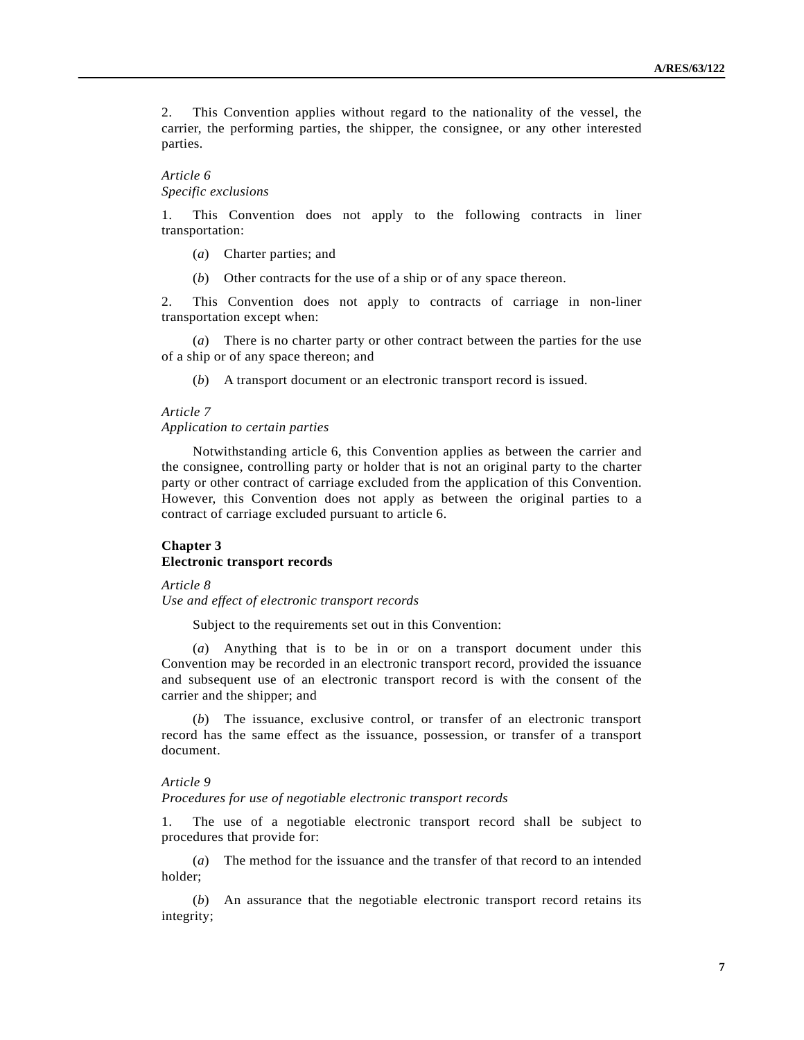2. This Convention applies without regard to the nationality of the vessel, the carrier, the performing parties, the shipper, the consignee, or any other interested parties.

*Article 6*
*Specific exclusions*

1. This Convention does not apply to the following contracts in liner transportation:

(*a*) Charter parties; and

(*b*) Other contracts for the use of a ship or of any space thereon.

2. This Convention does not apply to contracts of carriage in non-liner transportation except when:

(*a*) There is no charter party or other contract between the parties for the use of a ship or of any space thereon; and

(*b*) A transport document or an electronic transport record is issued.

*Article 7*
*Application to certain parties*

Notwithstanding article 6, this Convention applies as between the carrier and the consignee, controlling party or holder that is not an original party to the charter party or other contract of carriage excluded from the application of this Convention. However, this Convention does not apply as between the original parties to a contract of carriage excluded pursuant to article 6.

**Chapter 3**
**Electronic transport records**

*Article 8*
*Use and effect of electronic transport records*

Subject to the requirements set out in this Convention:

(*a*) Anything that is to be in or on a transport document under this Convention may be recorded in an electronic transport record, provided the issuance and subsequent use of an electronic transport record is with the consent of the carrier and the shipper; and

(*b*) The issuance, exclusive control, or transfer of an electronic transport record has the same effect as the issuance, possession, or transfer of a transport document.

*Article 9*
*Procedures for use of negotiable electronic transport records*

1. The use of a negotiable electronic transport record shall be subject to procedures that provide for:

(*a*) The method for the issuance and the transfer of that record to an intended holder;

(*b*) An assurance that the negotiable electronic transport record retains its integrity;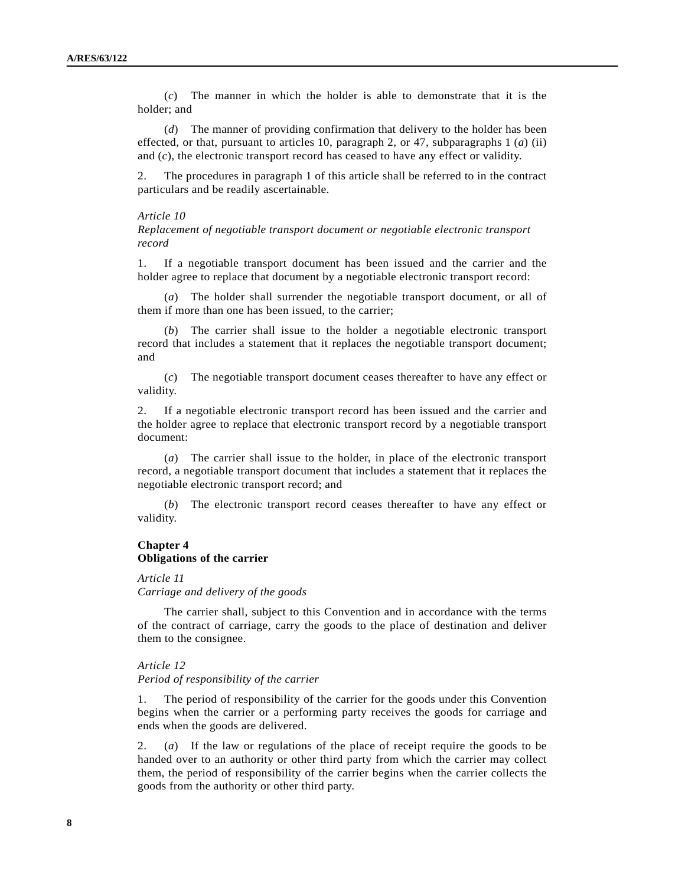(*c*) The manner in which the holder is able to demonstrate that it is the holder; and

(*d*) The manner of providing confirmation that delivery to the holder has been effected, or that, pursuant to articles 10, paragraph 2, or 47, subparagraphs 1 (*a*) (ii) and (*c*), the electronic transport record has ceased to have any effect or validity.

2. The procedures in paragraph 1 of this article shall be referred to in the contract particulars and be readily ascertainable.

*Article 10*
*Replacement of negotiable transport document or negotiable electronic transport record*

1. If a negotiable transport document has been issued and the carrier and the holder agree to replace that document by a negotiable electronic transport record:

(*a*) The holder shall surrender the negotiable transport document, or all of them if more than one has been issued, to the carrier;

(*b*) The carrier shall issue to the holder a negotiable electronic transport record that includes a statement that it replaces the negotiable transport document; and

(*c*) The negotiable transport document ceases thereafter to have any effect or validity.

2. If a negotiable electronic transport record has been issued and the carrier and the holder agree to replace that electronic transport record by a negotiable transport document:

(*a*) The carrier shall issue to the holder, in place of the electronic transport record, a negotiable transport document that includes a statement that it replaces the negotiable electronic transport record; and

(*b*) The electronic transport record ceases thereafter to have any effect or validity.

**Chapter 4**
**Obligations of the carrier**

*Article 11*
*Carriage and delivery of the goods*

The carrier shall, subject to this Convention and in accordance with the terms of the contract of carriage, carry the goods to the place of destination and deliver them to the consignee.

*Article 12*
*Period of responsibility of the carrier*

1. The period of responsibility of the carrier for the goods under this Convention begins when the carrier or a performing party receives the goods for carriage and ends when the goods are delivered.

2. (*a*) If the law or regulations of the place of receipt require the goods to be handed over to an authority or other third party from which the carrier may collect them, the period of responsibility of the carrier begins when the carrier collects the goods from the authority or other third party.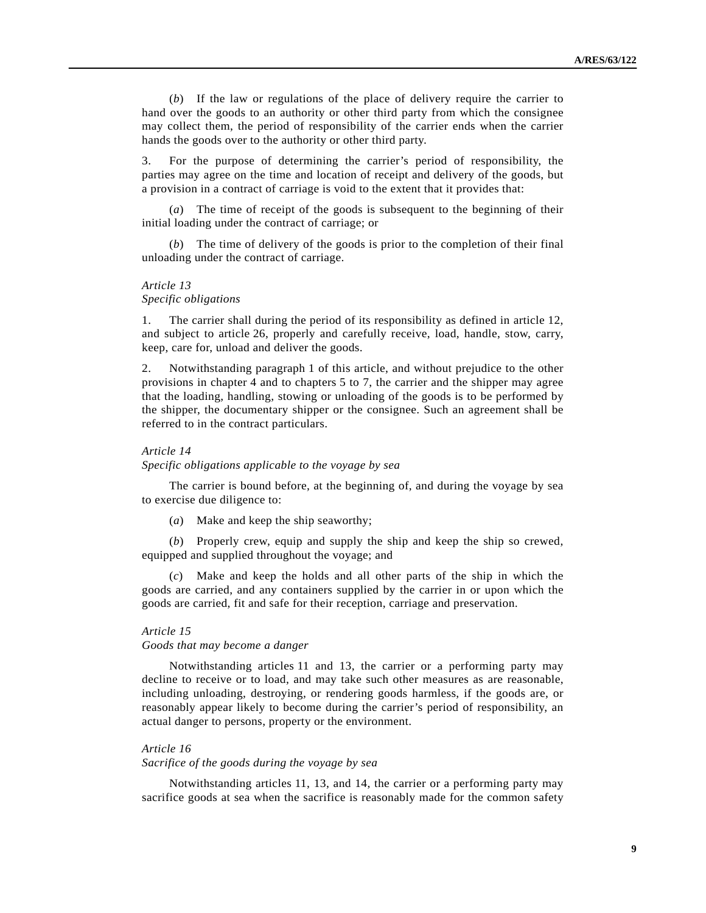(*b*) If the law or regulations of the place of delivery require the carrier to hand over the goods to an authority or other third party from which the consignee may collect them, the period of responsibility of the carrier ends when the carrier hands the goods over to the authority or other third party.

3. For the purpose of determining the carrier's period of responsibility, the parties may agree on the time and location of receipt and delivery of the goods, but a provision in a contract of carriage is void to the extent that it provides that:

(*a*) The time of receipt of the goods is subsequent to the beginning of their initial loading under the contract of carriage; or

(*b*) The time of delivery of the goods is prior to the completion of their final unloading under the contract of carriage.

*Article 13*
*Specific obligations*

1. The carrier shall during the period of its responsibility as defined in article 12, and subject to article 26, properly and carefully receive, load, handle, stow, carry, keep, care for, unload and deliver the goods.

2. Notwithstanding paragraph 1 of this article, and without prejudice to the other provisions in chapter 4 and to chapters 5 to 7, the carrier and the shipper may agree that the loading, handling, stowing or unloading of the goods is to be performed by the shipper, the documentary shipper or the consignee. Such an agreement shall be referred to in the contract particulars.

*Article 14*
*Specific obligations applicable to the voyage by sea*

The carrier is bound before, at the beginning of, and during the voyage by sea to exercise due diligence to:

(*a*) Make and keep the ship seaworthy;

(*b*) Properly crew, equip and supply the ship and keep the ship so crewed, equipped and supplied throughout the voyage; and

(*c*) Make and keep the holds and all other parts of the ship in which the goods are carried, and any containers supplied by the carrier in or upon which the goods are carried, fit and safe for their reception, carriage and preservation.

*Article 15*
*Goods that may become a danger*

Notwithstanding articles 11 and 13, the carrier or a performing party may decline to receive or to load, and may take such other measures as are reasonable, including unloading, destroying, or rendering goods harmless, if the goods are, or reasonably appear likely to become during the carrier's period of responsibility, an actual danger to persons, property or the environment.

*Article 16*
*Sacrifice of the goods during the voyage by sea*

Notwithstanding articles 11, 13, and 14, the carrier or a performing party may sacrifice goods at sea when the sacrifice is reasonably made for the common safety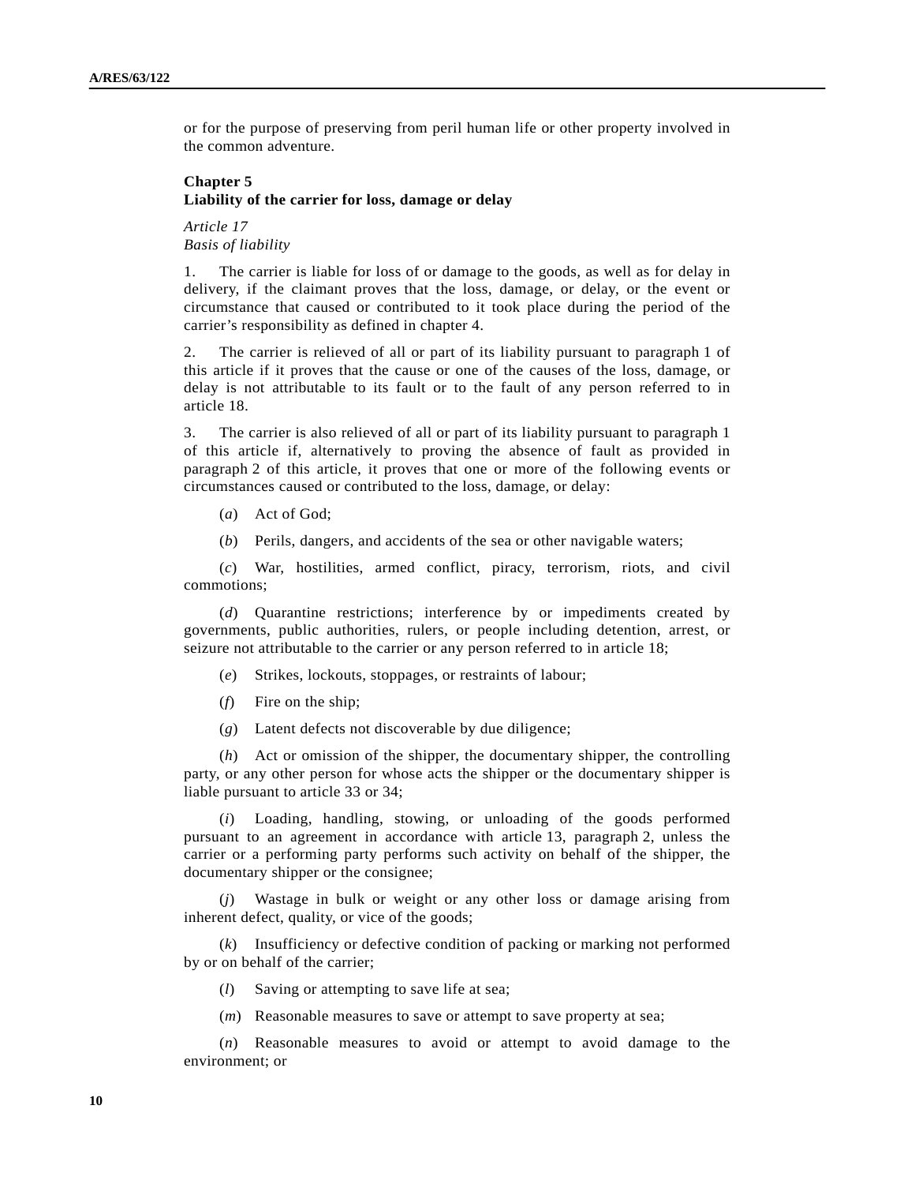or for the purpose of preserving from peril human life or other property involved in the common adventure.

## Chapter 5
## Liability of the carrier for loss, damage or delay

*Article 17*
*Basis of liability*

1. The carrier is liable for loss of or damage to the goods, as well as for delay in delivery, if the claimant proves that the loss, damage, or delay, or the event or circumstance that caused or contributed to it took place during the period of the carrier's responsibility as defined in chapter 4.

2. The carrier is relieved of all or part of its liability pursuant to paragraph 1 of this article if it proves that the cause or one of the causes of the loss, damage, or delay is not attributable to its fault or to the fault of any person referred to in article 18.

3. The carrier is also relieved of all or part of its liability pursuant to paragraph 1 of this article if, alternatively to proving the absence of fault as provided in paragraph 2 of this article, it proves that one or more of the following events or circumstances caused or contributed to the loss, damage, or delay:

(*a*) Act of God;

(*b*) Perils, dangers, and accidents of the sea or other navigable waters;

(*c*) War, hostilities, armed conflict, piracy, terrorism, riots, and civil commotions;

(*d*) Quarantine restrictions; interference by or impediments created by governments, public authorities, rulers, or people including detention, arrest, or seizure not attributable to the carrier or any person referred to in article 18;

(*e*) Strikes, lockouts, stoppages, or restraints of labour;

(*f*) Fire on the ship;

(*g*) Latent defects not discoverable by due diligence;

(*h*) Act or omission of the shipper, the documentary shipper, the controlling party, or any other person for whose acts the shipper or the documentary shipper is liable pursuant to article 33 or 34;

(*i*) Loading, handling, stowing, or unloading of the goods performed pursuant to an agreement in accordance with article 13, paragraph 2, unless the carrier or a performing party performs such activity on behalf of the shipper, the documentary shipper or the consignee;

(*j*) Wastage in bulk or weight or any other loss or damage arising from inherent defect, quality, or vice of the goods;

(*k*) Insufficiency or defective condition of packing or marking not performed by or on behalf of the carrier;

(*l*) Saving or attempting to save life at sea;

(*m*) Reasonable measures to save or attempt to save property at sea;

(*n*) Reasonable measures to avoid or attempt to avoid damage to the environment; or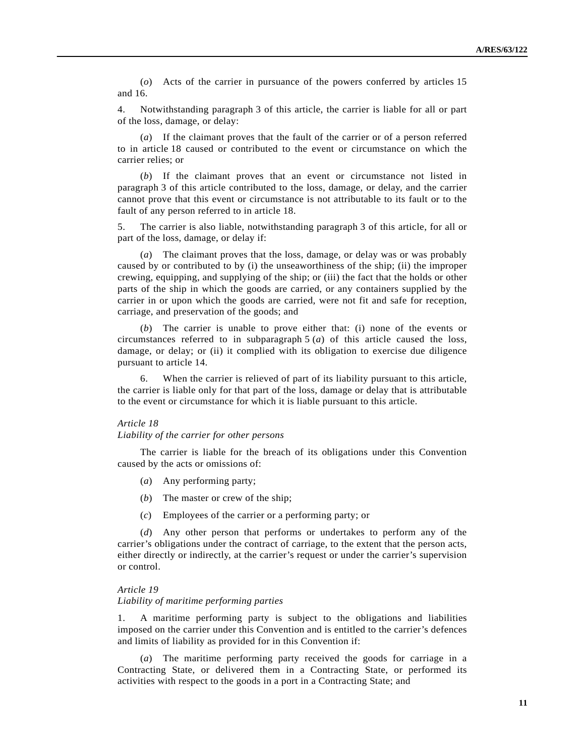(*o*) Acts of the carrier in pursuance of the powers conferred by articles 15 and 16.

4. Notwithstanding paragraph 3 of this article, the carrier is liable for all or part of the loss, damage, or delay:

(*a*) If the claimant proves that the fault of the carrier or of a person referred to in article 18 caused or contributed to the event or circumstance on which the carrier relies; or

(*b*) If the claimant proves that an event or circumstance not listed in paragraph 3 of this article contributed to the loss, damage, or delay, and the carrier cannot prove that this event or circumstance is not attributable to its fault or to the fault of any person referred to in article 18.

5. The carrier is also liable, notwithstanding paragraph 3 of this article, for all or part of the loss, damage, or delay if:

(*a*) The claimant proves that the loss, damage, or delay was or was probably caused by or contributed to by (i) the unseaworthiness of the ship; (ii) the improper crewing, equipping, and supplying of the ship; or (iii) the fact that the holds or other parts of the ship in which the goods are carried, or any containers supplied by the carrier in or upon which the goods are carried, were not fit and safe for reception, carriage, and preservation of the goods; and

(*b*) The carrier is unable to prove either that: (i) none of the events or circumstances referred to in subparagraph 5 (*a*) of this article caused the loss, damage, or delay; or (ii) it complied with its obligation to exercise due diligence pursuant to article 14.

6. When the carrier is relieved of part of its liability pursuant to this article, the carrier is liable only for that part of the loss, damage or delay that is attributable to the event or circumstance for which it is liable pursuant to this article.

*Article 18*
*Liability of the carrier for other persons*

The carrier is liable for the breach of its obligations under this Convention caused by the acts or omissions of:

(*a*) Any performing party;

(*b*) The master or crew of the ship;

(*c*) Employees of the carrier or a performing party; or

(*d*) Any other person that performs or undertakes to perform any of the carrier's obligations under the contract of carriage, to the extent that the person acts, either directly or indirectly, at the carrier's request or under the carrier's supervision or control.

*Article 19*
*Liability of maritime performing parties*

1. A maritime performing party is subject to the obligations and liabilities imposed on the carrier under this Convention and is entitled to the carrier's defences and limits of liability as provided for in this Convention if:

(*a*) The maritime performing party received the goods for carriage in a Contracting State, or delivered them in a Contracting State, or performed its activities with respect to the goods in a port in a Contracting State; and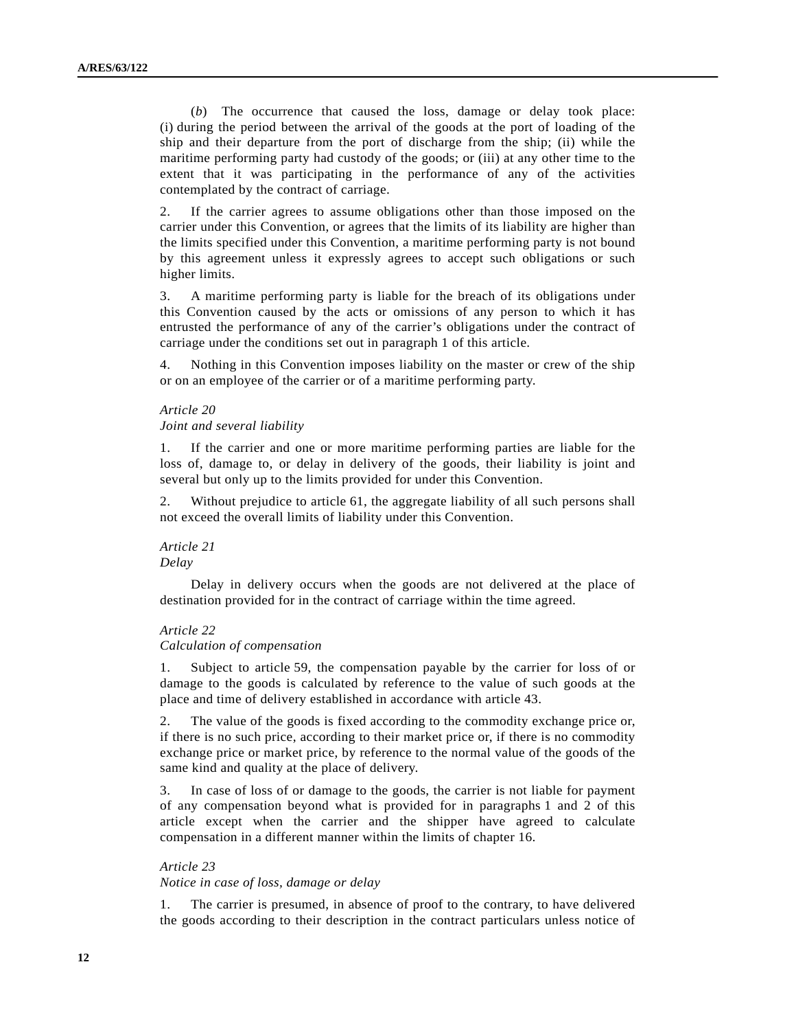(*b*) The occurrence that caused the loss, damage or delay took place: (i) during the period between the arrival of the goods at the port of loading of the ship and their departure from the port of discharge from the ship; (ii) while the maritime performing party had custody of the goods; or (iii) at any other time to the extent that it was participating in the performance of any of the activities contemplated by the contract of carriage.

2. If the carrier agrees to assume obligations other than those imposed on the carrier under this Convention, or agrees that the limits of its liability are higher than the limits specified under this Convention, a maritime performing party is not bound by this agreement unless it expressly agrees to accept such obligations or such higher limits.

3. A maritime performing party is liable for the breach of its obligations under this Convention caused by the acts or omissions of any person to which it has entrusted the performance of any of the carrier's obligations under the contract of carriage under the conditions set out in paragraph 1 of this article.

4. Nothing in this Convention imposes liability on the master or crew of the ship or on an employee of the carrier or of a maritime performing party.

*Article 20*
*Joint and several liability*

1. If the carrier and one or more maritime performing parties are liable for the loss of, damage to, or delay in delivery of the goods, their liability is joint and several but only up to the limits provided for under this Convention.

2. Without prejudice to article 61, the aggregate liability of all such persons shall not exceed the overall limits of liability under this Convention.

*Article 21*
*Delay*

Delay in delivery occurs when the goods are not delivered at the place of destination provided for in the contract of carriage within the time agreed.

*Article 22*
*Calculation of compensation*

1. Subject to article 59, the compensation payable by the carrier for loss of or damage to the goods is calculated by reference to the value of such goods at the place and time of delivery established in accordance with article 43.

2. The value of the goods is fixed according to the commodity exchange price or, if there is no such price, according to their market price or, if there is no commodity exchange price or market price, by reference to the normal value of the goods of the same kind and quality at the place of delivery.

3. In case of loss of or damage to the goods, the carrier is not liable for payment of any compensation beyond what is provided for in paragraphs 1 and 2 of this article except when the carrier and the shipper have agreed to calculate compensation in a different manner within the limits of chapter 16.

*Article 23*
*Notice in case of loss, damage or delay*

1. The carrier is presumed, in absence of proof to the contrary, to have delivered the goods according to their description in the contract particulars unless notice of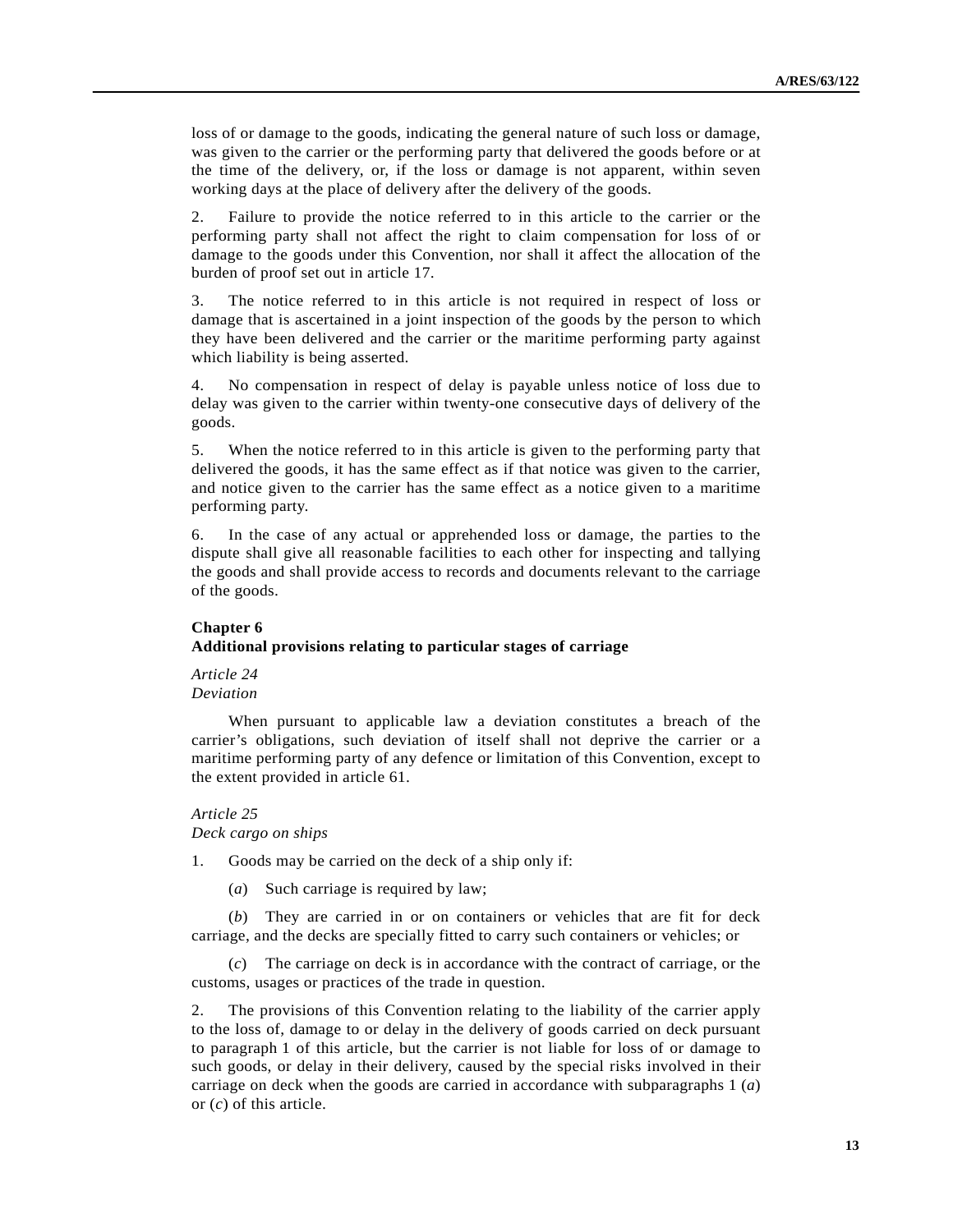loss of or damage to the goods, indicating the general nature of such loss or damage, was given to the carrier or the performing party that delivered the goods before or at the time of the delivery, or, if the loss or damage is not apparent, within seven working days at the place of delivery after the delivery of the goods.

2. Failure to provide the notice referred to in this article to the carrier or the performing party shall not affect the right to claim compensation for loss of or damage to the goods under this Convention, nor shall it affect the allocation of the burden of proof set out in article 17.

3. The notice referred to in this article is not required in respect of loss or damage that is ascertained in a joint inspection of the goods by the person to which they have been delivered and the carrier or the maritime performing party against which liability is being asserted.

4. No compensation in respect of delay is payable unless notice of loss due to delay was given to the carrier within twenty-one consecutive days of delivery of the goods.

5. When the notice referred to in this article is given to the performing party that delivered the goods, it has the same effect as if that notice was given to the carrier, and notice given to the carrier has the same effect as a notice given to a maritime performing party.

6. In the case of any actual or apprehended loss or damage, the parties to the dispute shall give all reasonable facilities to each other for inspecting and tallying the goods and shall provide access to records and documents relevant to the carriage of the goods.

## Chapter 6
## Additional provisions relating to particular stages of carriage

*Article 24*
*Deviation*

When pursuant to applicable law a deviation constitutes a breach of the carrier's obligations, such deviation of itself shall not deprive the carrier or a maritime performing party of any defence or limitation of this Convention, except to the extent provided in article 61.

*Article 25*
*Deck cargo on ships*

1. Goods may be carried on the deck of a ship only if:

(*a*) Such carriage is required by law;

(*b*) They are carried in or on containers or vehicles that are fit for deck carriage, and the decks are specially fitted to carry such containers or vehicles; or

(*c*) The carriage on deck is in accordance with the contract of carriage, or the customs, usages or practices of the trade in question.

2. The provisions of this Convention relating to the liability of the carrier apply to the loss of, damage to or delay in the delivery of goods carried on deck pursuant to paragraph 1 of this article, but the carrier is not liable for loss of or damage to such goods, or delay in their delivery, caused by the special risks involved in their carriage on deck when the goods are carried in accordance with subparagraphs 1 (*a*) or (*c*) of this article.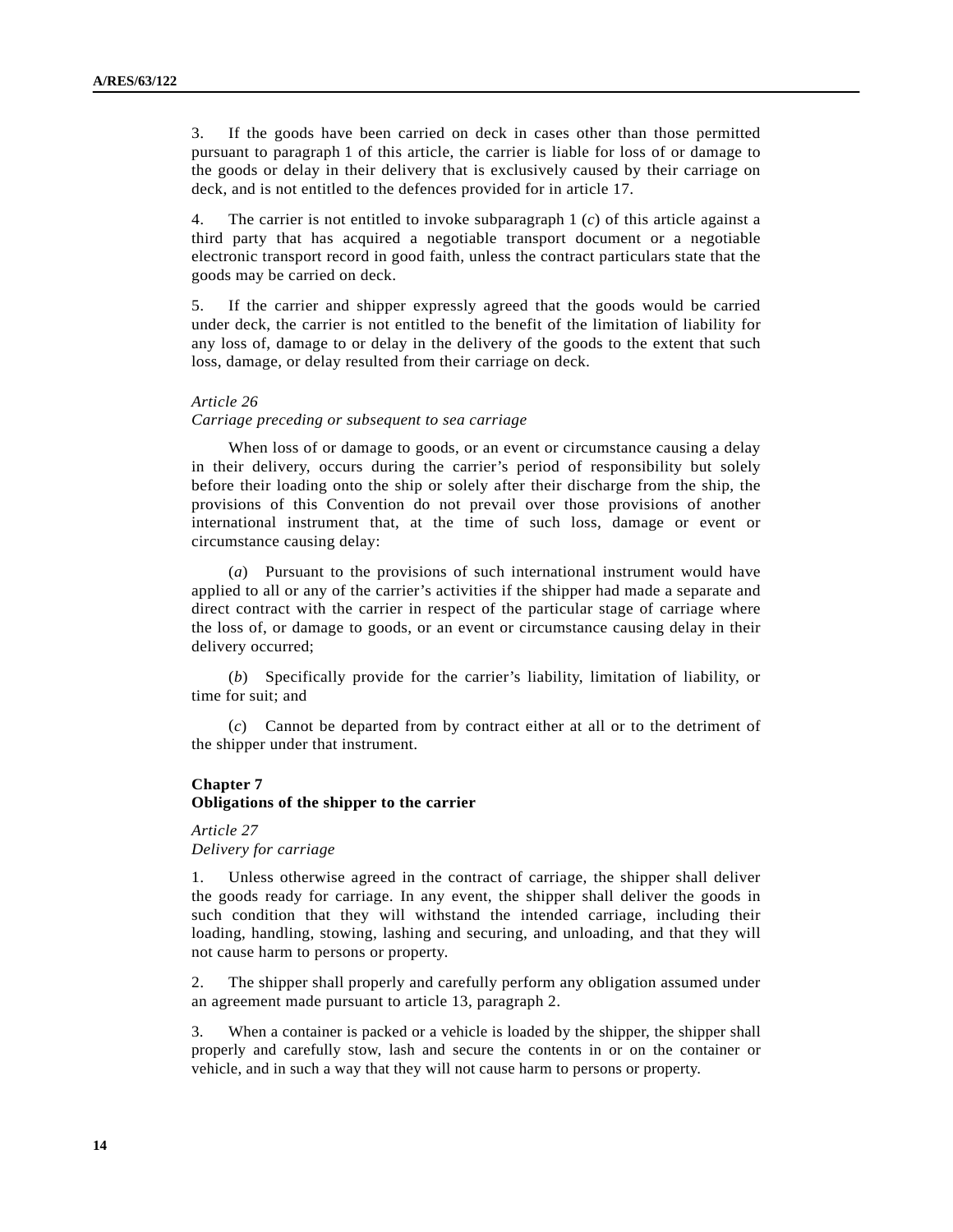3. If the goods have been carried on deck in cases other than those permitted pursuant to paragraph 1 of this article, the carrier is liable for loss of or damage to the goods or delay in their delivery that is exclusively caused by their carriage on deck, and is not entitled to the defences provided for in article 17.

4. The carrier is not entitled to invoke subparagraph 1 (*c*) of this article against a third party that has acquired a negotiable transport document or a negotiable electronic transport record in good faith, unless the contract particulars state that the goods may be carried on deck.

5. If the carrier and shipper expressly agreed that the goods would be carried under deck, the carrier is not entitled to the benefit of the limitation of liability for any loss of, damage to or delay in the delivery of the goods to the extent that such loss, damage, or delay resulted from their carriage on deck.

*Article 26*
*Carriage preceding or subsequent to sea carriage*

When loss of or damage to goods, or an event or circumstance causing a delay in their delivery, occurs during the carrier's period of responsibility but solely before their loading onto the ship or solely after their discharge from the ship, the provisions of this Convention do not prevail over those provisions of another international instrument that, at the time of such loss, damage or event or circumstance causing delay:

(*a*) Pursuant to the provisions of such international instrument would have applied to all or any of the carrier's activities if the shipper had made a separate and direct contract with the carrier in respect of the particular stage of carriage where the loss of, or damage to goods, or an event or circumstance causing delay in their delivery occurred;

(*b*) Specifically provide for the carrier's liability, limitation of liability, or time for suit; and

(*c*) Cannot be departed from by contract either at all or to the detriment of the shipper under that instrument.

## Chapter 7
## Obligations of the shipper to the carrier

*Article 27*
*Delivery for carriage*

1. Unless otherwise agreed in the contract of carriage, the shipper shall deliver the goods ready for carriage. In any event, the shipper shall deliver the goods in such condition that they will withstand the intended carriage, including their loading, handling, stowing, lashing and securing, and unloading, and that they will not cause harm to persons or property.

2. The shipper shall properly and carefully perform any obligation assumed under an agreement made pursuant to article 13, paragraph 2.

3. When a container is packed or a vehicle is loaded by the shipper, the shipper shall properly and carefully stow, lash and secure the contents in or on the container or vehicle, and in such a way that they will not cause harm to persons or property.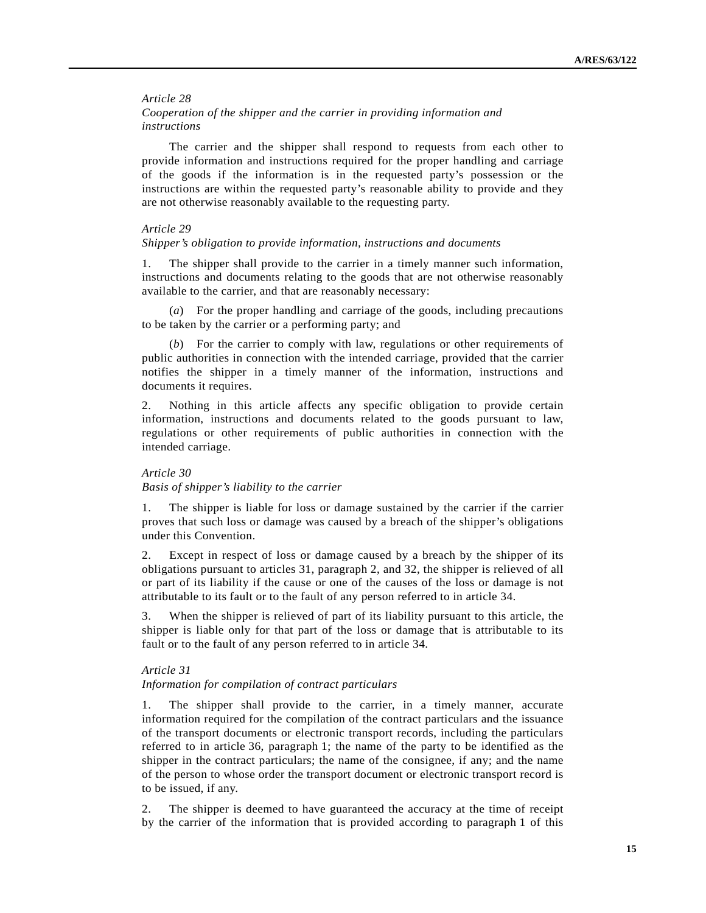*Article 28*
*Cooperation of the shipper and the carrier in providing information and instructions*

The carrier and the shipper shall respond to requests from each other to provide information and instructions required for the proper handling and carriage of the goods if the information is in the requested party's possession or the instructions are within the requested party's reasonable ability to provide and they are not otherwise reasonably available to the requesting party.

*Article 29*
*Shipper's obligation to provide information, instructions and documents*

1. The shipper shall provide to the carrier in a timely manner such information, instructions and documents relating to the goods that are not otherwise reasonably available to the carrier, and that are reasonably necessary:

(*a*) For the proper handling and carriage of the goods, including precautions to be taken by the carrier or a performing party; and

(*b*) For the carrier to comply with law, regulations or other requirements of public authorities in connection with the intended carriage, provided that the carrier notifies the shipper in a timely manner of the information, instructions and documents it requires.

2. Nothing in this article affects any specific obligation to provide certain information, instructions and documents related to the goods pursuant to law, regulations or other requirements of public authorities in connection with the intended carriage.

*Article 30*
*Basis of shipper's liability to the carrier*

1. The shipper is liable for loss or damage sustained by the carrier if the carrier proves that such loss or damage was caused by a breach of the shipper's obligations under this Convention.

2. Except in respect of loss or damage caused by a breach by the shipper of its obligations pursuant to articles 31, paragraph 2, and 32, the shipper is relieved of all or part of its liability if the cause or one of the causes of the loss or damage is not attributable to its fault or to the fault of any person referred to in article 34.

3. When the shipper is relieved of part of its liability pursuant to this article, the shipper is liable only for that part of the loss or damage that is attributable to its fault or to the fault of any person referred to in article 34.

*Article 31*
*Information for compilation of contract particulars*

1. The shipper shall provide to the carrier, in a timely manner, accurate information required for the compilation of the contract particulars and the issuance of the transport documents or electronic transport records, including the particulars referred to in article 36, paragraph 1; the name of the party to be identified as the shipper in the contract particulars; the name of the consignee, if any; and the name of the person to whose order the transport document or electronic transport record is to be issued, if any.

2. The shipper is deemed to have guaranteed the accuracy at the time of receipt by the carrier of the information that is provided according to paragraph 1 of this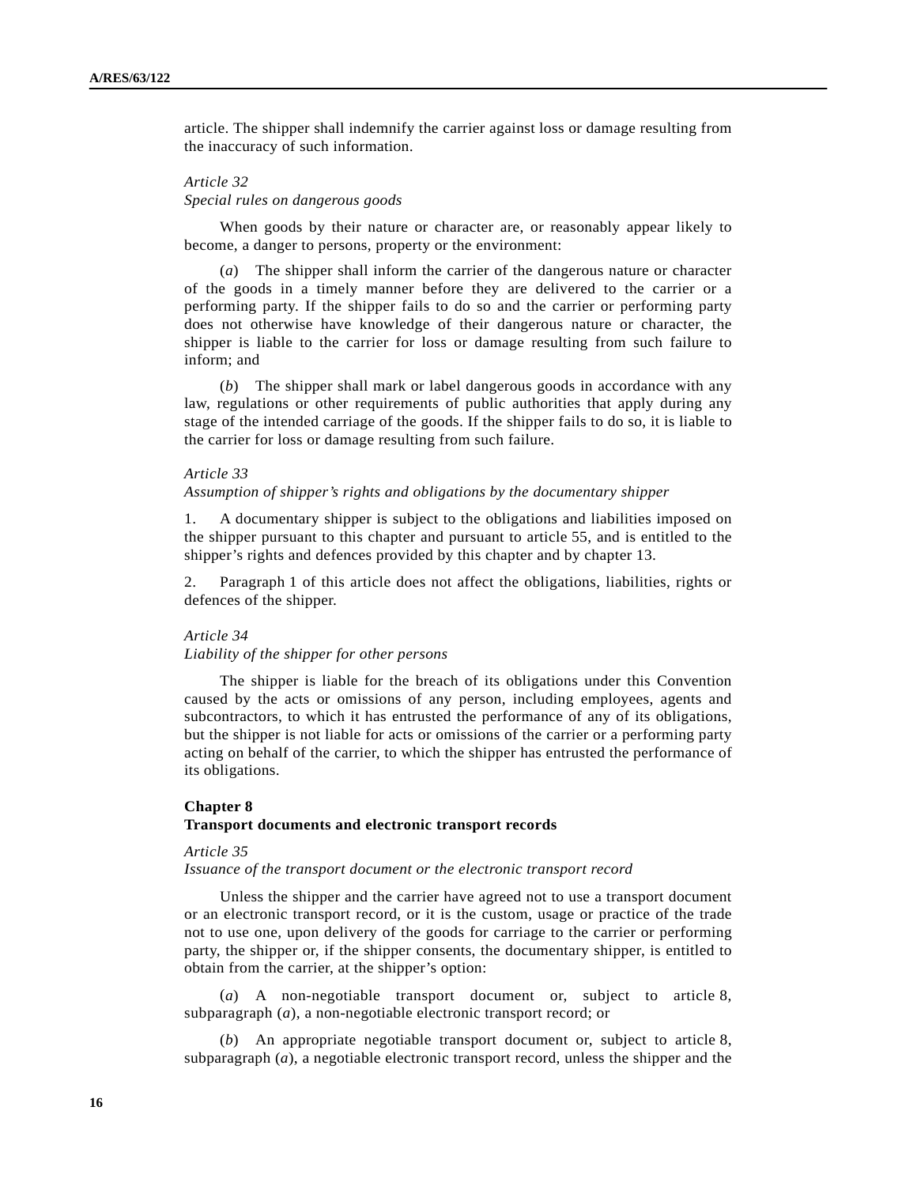article. The shipper shall indemnify the carrier against loss or damage resulting from the inaccuracy of such information.

*Article 32*
*Special rules on dangerous goods*

When goods by their nature or character are, or reasonably appear likely to become, a danger to persons, property or the environment:

(*a*) The shipper shall inform the carrier of the dangerous nature or character of the goods in a timely manner before they are delivered to the carrier or a performing party. If the shipper fails to do so and the carrier or performing party does not otherwise have knowledge of their dangerous nature or character, the shipper is liable to the carrier for loss or damage resulting from such failure to inform; and

(*b*) The shipper shall mark or label dangerous goods in accordance with any law, regulations or other requirements of public authorities that apply during any stage of the intended carriage of the goods. If the shipper fails to do so, it is liable to the carrier for loss or damage resulting from such failure.

*Article 33*
*Assumption of shipper's rights and obligations by the documentary shipper*

1. A documentary shipper is subject to the obligations and liabilities imposed on the shipper pursuant to this chapter and pursuant to article 55, and is entitled to the shipper's rights and defences provided by this chapter and by chapter 13.

2. Paragraph 1 of this article does not affect the obligations, liabilities, rights or defences of the shipper.

*Article 34*
*Liability of the shipper for other persons*

The shipper is liable for the breach of its obligations under this Convention caused by the acts or omissions of any person, including employees, agents and subcontractors, to which it has entrusted the performance of any of its obligations, but the shipper is not liable for acts or omissions of the carrier or a performing party acting on behalf of the carrier, to which the shipper has entrusted the performance of its obligations.

**Chapter 8**
**Transport documents and electronic transport records**

*Article 35*
*Issuance of the transport document or the electronic transport record*

Unless the shipper and the carrier have agreed not to use a transport document or an electronic transport record, or it is the custom, usage or practice of the trade not to use one, upon delivery of the goods for carriage to the carrier or performing party, the shipper or, if the shipper consents, the documentary shipper, is entitled to obtain from the carrier, at the shipper's option:

(*a*) A non-negotiable transport document or, subject to article 8, subparagraph (*a*), a non-negotiable electronic transport record; or

(*b*) An appropriate negotiable transport document or, subject to article 8, subparagraph (*a*), a negotiable electronic transport record, unless the shipper and the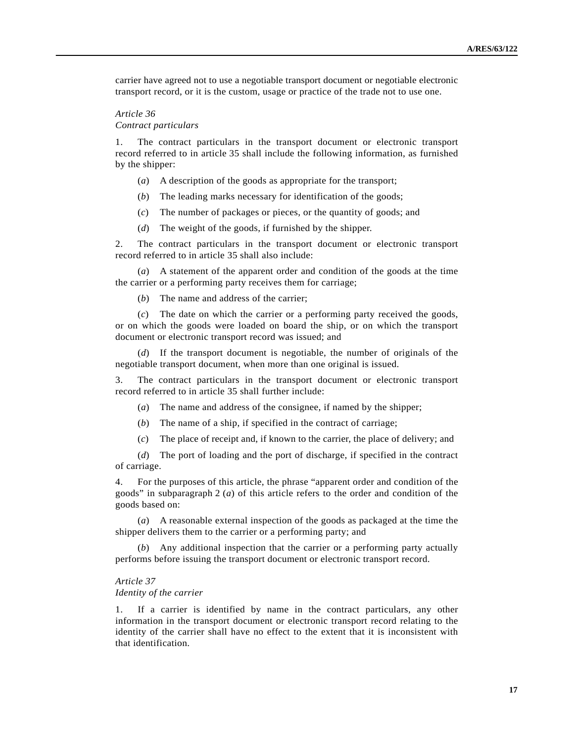carrier have agreed not to use a negotiable transport document or negotiable electronic transport record, or it is the custom, usage or practice of the trade not to use one.

*Article 36*
*Contract particulars*

1. The contract particulars in the transport document or electronic transport record referred to in article 35 shall include the following information, as furnished by the shipper:

(*a*) A description of the goods as appropriate for the transport;

(*b*) The leading marks necessary for identification of the goods;

(*c*) The number of packages or pieces, or the quantity of goods; and

(*d*) The weight of the goods, if furnished by the shipper.

2. The contract particulars in the transport document or electronic transport record referred to in article 35 shall also include:

(*a*) A statement of the apparent order and condition of the goods at the time the carrier or a performing party receives them for carriage;

(*b*) The name and address of the carrier;

(*c*) The date on which the carrier or a performing party received the goods, or on which the goods were loaded on board the ship, or on which the transport document or electronic transport record was issued; and

(*d*) If the transport document is negotiable, the number of originals of the negotiable transport document, when more than one original is issued.

3. The contract particulars in the transport document or electronic transport record referred to in article 35 shall further include:

(*a*) The name and address of the consignee, if named by the shipper;

(*b*) The name of a ship, if specified in the contract of carriage;

(*c*) The place of receipt and, if known to the carrier, the place of delivery; and

(*d*) The port of loading and the port of discharge, if specified in the contract of carriage.

4. For the purposes of this article, the phrase "apparent order and condition of the goods" in subparagraph 2 (*a*) of this article refers to the order and condition of the goods based on:

(*a*) A reasonable external inspection of the goods as packaged at the time the shipper delivers them to the carrier or a performing party; and

(*b*) Any additional inspection that the carrier or a performing party actually performs before issuing the transport document or electronic transport record.

*Article 37*
*Identity of the carrier*

1. If a carrier is identified by name in the contract particulars, any other information in the transport document or electronic transport record relating to the identity of the carrier shall have no effect to the extent that it is inconsistent with that identification.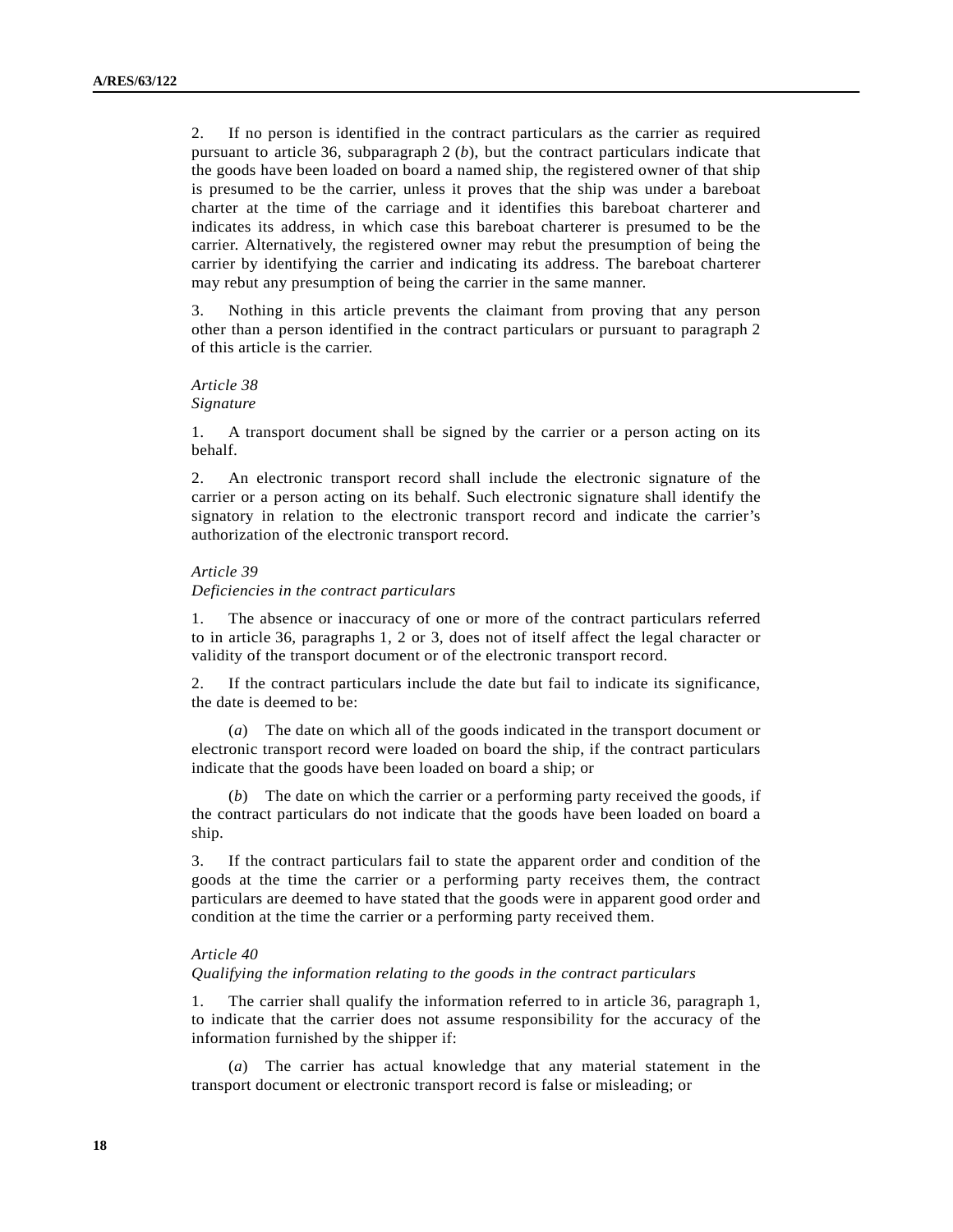2. If no person is identified in the contract particulars as the carrier as required pursuant to article 36, subparagraph 2 (*b*), but the contract particulars indicate that the goods have been loaded on board a named ship, the registered owner of that ship is presumed to be the carrier, unless it proves that the ship was under a bareboat charter at the time of the carriage and it identifies this bareboat charterer and indicates its address, in which case this bareboat charterer is presumed to be the carrier. Alternatively, the registered owner may rebut the presumption of being the carrier by identifying the carrier and indicating its address. The bareboat charterer may rebut any presumption of being the carrier in the same manner.

3. Nothing in this article prevents the claimant from proving that any person other than a person identified in the contract particulars or pursuant to paragraph 2 of this article is the carrier.

*Article 38*
*Signature*

1. A transport document shall be signed by the carrier or a person acting on its behalf.

2. An electronic transport record shall include the electronic signature of the carrier or a person acting on its behalf. Such electronic signature shall identify the signatory in relation to the electronic transport record and indicate the carrier's authorization of the electronic transport record.

*Article 39*
*Deficiencies in the contract particulars*

1. The absence or inaccuracy of one or more of the contract particulars referred to in article 36, paragraphs 1, 2 or 3, does not of itself affect the legal character or validity of the transport document or of the electronic transport record.

2. If the contract particulars include the date but fail to indicate its significance, the date is deemed to be:

(*a*) The date on which all of the goods indicated in the transport document or electronic transport record were loaded on board the ship, if the contract particulars indicate that the goods have been loaded on board a ship; or

(*b*) The date on which the carrier or a performing party received the goods, if the contract particulars do not indicate that the goods have been loaded on board a ship.

3. If the contract particulars fail to state the apparent order and condition of the goods at the time the carrier or a performing party receives them, the contract particulars are deemed to have stated that the goods were in apparent good order and condition at the time the carrier or a performing party received them.

*Article 40*
*Qualifying the information relating to the goods in the contract particulars*

1. The carrier shall qualify the information referred to in article 36, paragraph 1, to indicate that the carrier does not assume responsibility for the accuracy of the information furnished by the shipper if:

(*a*) The carrier has actual knowledge that any material statement in the transport document or electronic transport record is false or misleading; or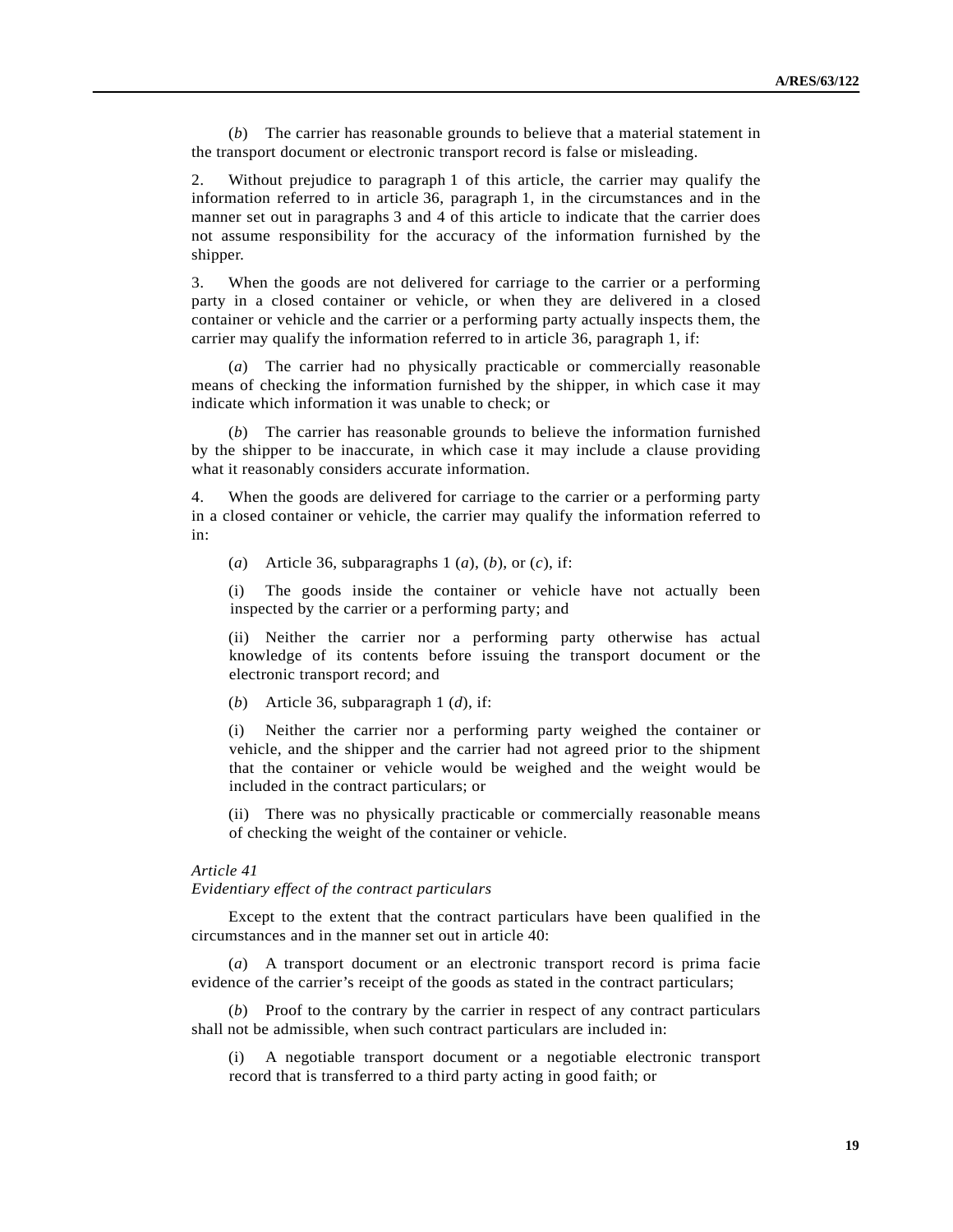(*b*) The carrier has reasonable grounds to believe that a material statement in the transport document or electronic transport record is false or misleading.

2. Without prejudice to paragraph 1 of this article, the carrier may qualify the information referred to in article 36, paragraph 1, in the circumstances and in the manner set out in paragraphs 3 and 4 of this article to indicate that the carrier does not assume responsibility for the accuracy of the information furnished by the shipper.

3. When the goods are not delivered for carriage to the carrier or a performing party in a closed container or vehicle, or when they are delivered in a closed container or vehicle and the carrier or a performing party actually inspects them, the carrier may qualify the information referred to in article 36, paragraph 1, if:

(*a*) The carrier had no physically practicable or commercially reasonable means of checking the information furnished by the shipper, in which case it may indicate which information it was unable to check; or

(*b*) The carrier has reasonable grounds to believe the information furnished by the shipper to be inaccurate, in which case it may include a clause providing what it reasonably considers accurate information.

4. When the goods are delivered for carriage to the carrier or a performing party in a closed container or vehicle, the carrier may qualify the information referred to in:

(*a*) Article 36, subparagraphs 1 (*a*), (*b*), or (*c*), if:

(i) The goods inside the container or vehicle have not actually been inspected by the carrier or a performing party; and

(ii) Neither the carrier nor a performing party otherwise has actual knowledge of its contents before issuing the transport document or the electronic transport record; and

(*b*) Article 36, subparagraph 1 (*d*), if:

(i) Neither the carrier nor a performing party weighed the container or vehicle, and the shipper and the carrier had not agreed prior to the shipment that the container or vehicle would be weighed and the weight would be included in the contract particulars; or

(ii) There was no physically practicable or commercially reasonable means of checking the weight of the container or vehicle.

*Article 41*
*Evidentiary effect of the contract particulars*

Except to the extent that the contract particulars have been qualified in the circumstances and in the manner set out in article 40:

(*a*) A transport document or an electronic transport record is prima facie evidence of the carrier's receipt of the goods as stated in the contract particulars;

(*b*) Proof to the contrary by the carrier in respect of any contract particulars shall not be admissible, when such contract particulars are included in:

(i) A negotiable transport document or a negotiable electronic transport record that is transferred to a third party acting in good faith; or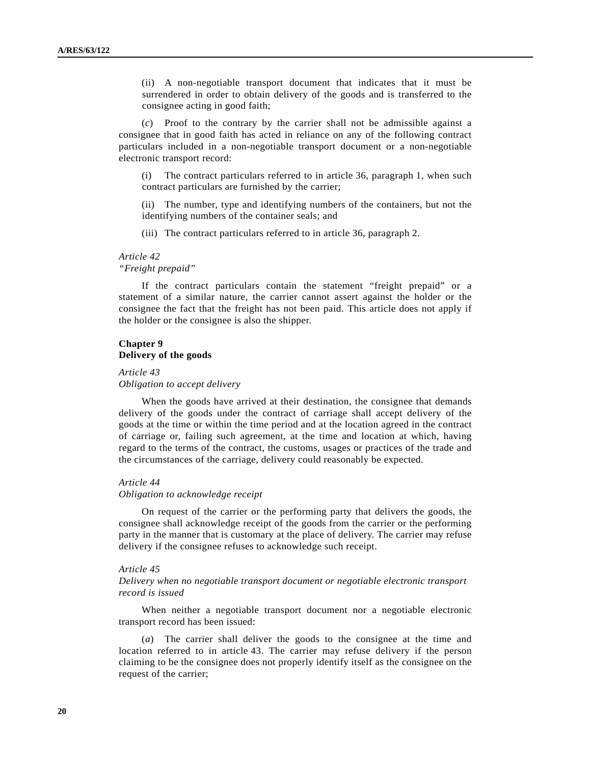(ii) A non-negotiable transport document that indicates that it must be surrendered in order to obtain delivery of the goods and is transferred to the consignee acting in good faith;

(*c*) Proof to the contrary by the carrier shall not be admissible against a consignee that in good faith has acted in reliance on any of the following contract particulars included in a non-negotiable transport document or a non-negotiable electronic transport record:

(i) The contract particulars referred to in article 36, paragraph 1, when such contract particulars are furnished by the carrier;

(ii) The number, type and identifying numbers of the containers, but not the identifying numbers of the container seals; and

(iii) The contract particulars referred to in article 36, paragraph 2.

*Article 42*
*"Freight prepaid"*

If the contract particulars contain the statement "freight prepaid" or a statement of a similar nature, the carrier cannot assert against the holder or the consignee the fact that the freight has not been paid. This article does not apply if the holder or the consignee is also the shipper.

## Chapter 9
## Delivery of the goods

*Article 43*
*Obligation to accept delivery*

When the goods have arrived at their destination, the consignee that demands delivery of the goods under the contract of carriage shall accept delivery of the goods at the time or within the time period and at the location agreed in the contract of carriage or, failing such agreement, at the time and location at which, having regard to the terms of the contract, the customs, usages or practices of the trade and the circumstances of the carriage, delivery could reasonably be expected.

*Article 44*
*Obligation to acknowledge receipt*

On request of the carrier or the performing party that delivers the goods, the consignee shall acknowledge receipt of the goods from the carrier or the performing party in the manner that is customary at the place of delivery. The carrier may refuse delivery if the consignee refuses to acknowledge such receipt.

*Article 45*
*Delivery when no negotiable transport document or negotiable electronic transport record is issued*

When neither a negotiable transport document nor a negotiable electronic transport record has been issued:

(*a*) The carrier shall deliver the goods to the consignee at the time and location referred to in article 43. The carrier may refuse delivery if the person claiming to be the consignee does not properly identify itself as the consignee on the request of the carrier;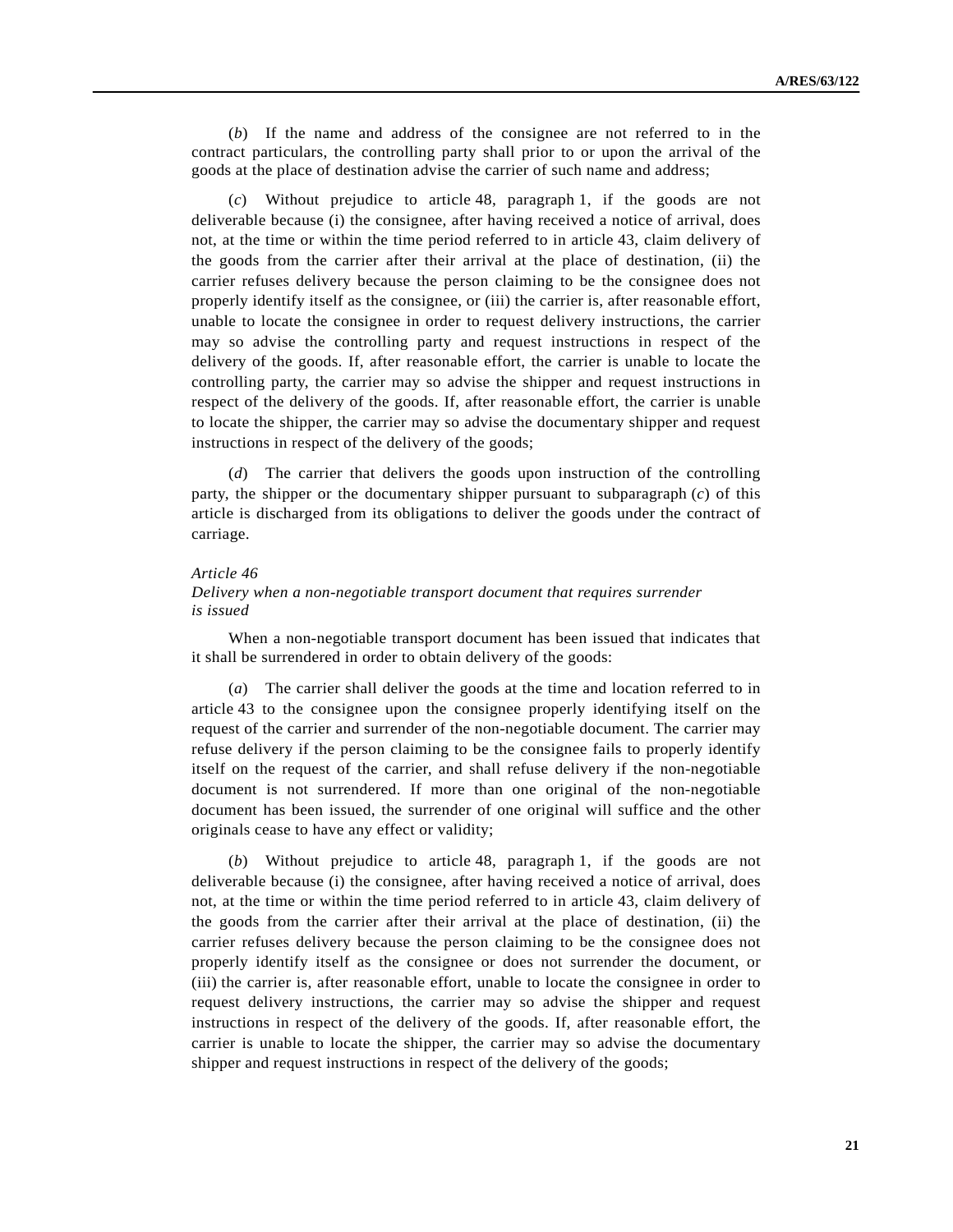(*b*) If the name and address of the consignee are not referred to in the contract particulars, the controlling party shall prior to or upon the arrival of the goods at the place of destination advise the carrier of such name and address;

(*c*) Without prejudice to article 48, paragraph 1, if the goods are not deliverable because (i) the consignee, after having received a notice of arrival, does not, at the time or within the time period referred to in article 43, claim delivery of the goods from the carrier after their arrival at the place of destination, (ii) the carrier refuses delivery because the person claiming to be the consignee does not properly identify itself as the consignee, or (iii) the carrier is, after reasonable effort, unable to locate the consignee in order to request delivery instructions, the carrier may so advise the controlling party and request instructions in respect of the delivery of the goods. If, after reasonable effort, the carrier is unable to locate the controlling party, the carrier may so advise the shipper and request instructions in respect of the delivery of the goods. If, after reasonable effort, the carrier is unable to locate the shipper, the carrier may so advise the documentary shipper and request instructions in respect of the delivery of the goods;

(*d*) The carrier that delivers the goods upon instruction of the controlling party, the shipper or the documentary shipper pursuant to subparagraph (*c*) of this article is discharged from its obligations to deliver the goods under the contract of carriage.

*Article 46*
*Delivery when a non-negotiable transport document that requires surrender is issued*

When a non-negotiable transport document has been issued that indicates that it shall be surrendered in order to obtain delivery of the goods:

(*a*) The carrier shall deliver the goods at the time and location referred to in article 43 to the consignee upon the consignee properly identifying itself on the request of the carrier and surrender of the non-negotiable document. The carrier may refuse delivery if the person claiming to be the consignee fails to properly identify itself on the request of the carrier, and shall refuse delivery if the non-negotiable document is not surrendered. If more than one original of the non-negotiable document has been issued, the surrender of one original will suffice and the other originals cease to have any effect or validity;

(*b*) Without prejudice to article 48, paragraph 1, if the goods are not deliverable because (i) the consignee, after having received a notice of arrival, does not, at the time or within the time period referred to in article 43, claim delivery of the goods from the carrier after their arrival at the place of destination, (ii) the carrier refuses delivery because the person claiming to be the consignee does not properly identify itself as the consignee or does not surrender the document, or (iii) the carrier is, after reasonable effort, unable to locate the consignee in order to request delivery instructions, the carrier may so advise the shipper and request instructions in respect of the delivery of the goods. If, after reasonable effort, the carrier is unable to locate the shipper, the carrier may so advise the documentary shipper and request instructions in respect of the delivery of the goods;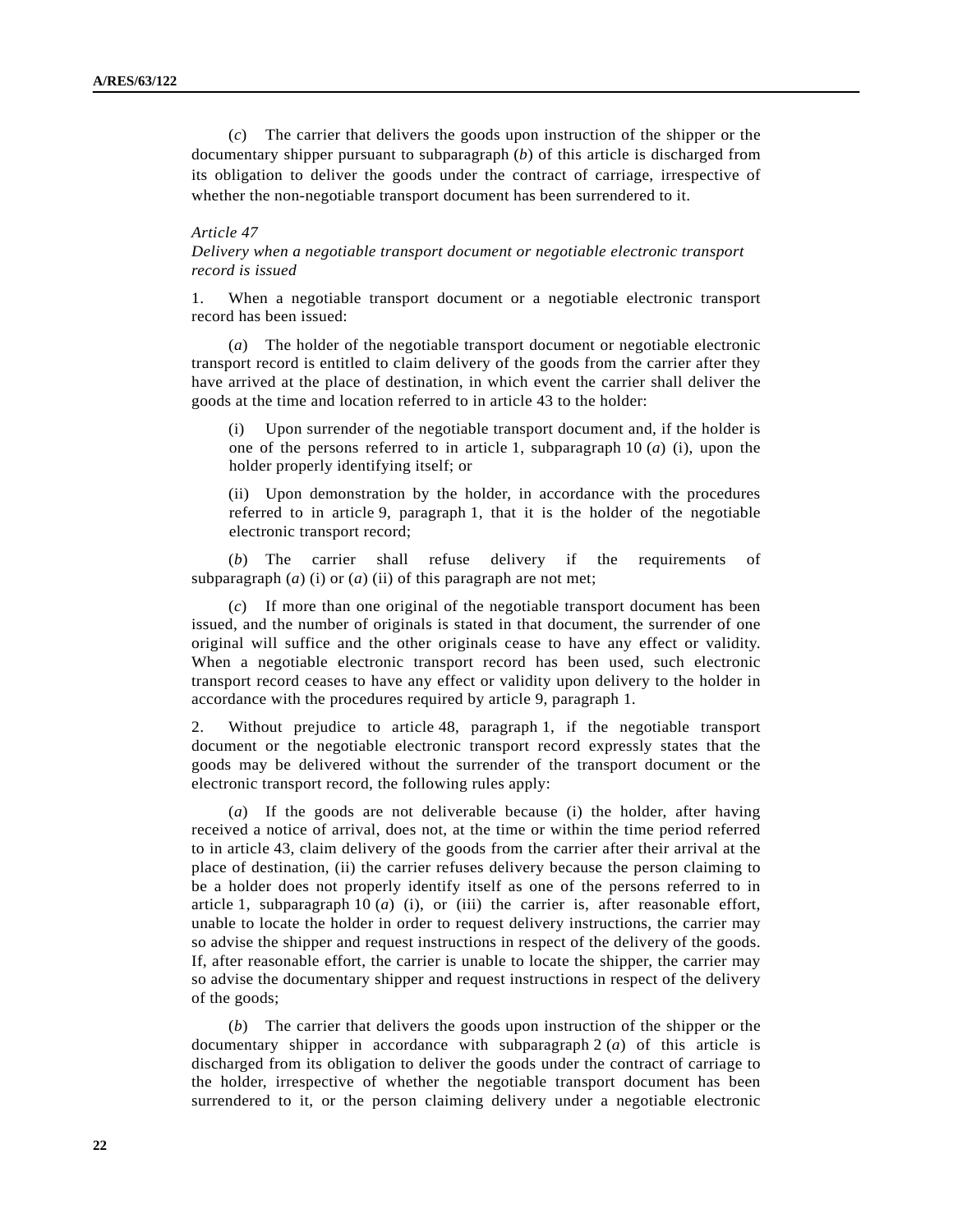(*c*) The carrier that delivers the goods upon instruction of the shipper or the documentary shipper pursuant to subparagraph (*b*) of this article is discharged from its obligation to deliver the goods under the contract of carriage, irrespective of whether the non-negotiable transport document has been surrendered to it.

*Article 47*
*Delivery when a negotiable transport document or negotiable electronic transport record is issued*

1. When a negotiable transport document or a negotiable electronic transport record has been issued:

(*a*) The holder of the negotiable transport document or negotiable electronic transport record is entitled to claim delivery of the goods from the carrier after they have arrived at the place of destination, in which event the carrier shall deliver the goods at the time and location referred to in article 43 to the holder:

(i) Upon surrender of the negotiable transport document and, if the holder is one of the persons referred to in article 1, subparagraph 10 (*a*) (i), upon the holder properly identifying itself; or

(ii) Upon demonstration by the holder, in accordance with the procedures referred to in article 9, paragraph 1, that it is the holder of the negotiable electronic transport record;

(*b*) The carrier shall refuse delivery if the requirements of subparagraph (*a*) (i) or (*a*) (ii) of this paragraph are not met;

(*c*) If more than one original of the negotiable transport document has been issued, and the number of originals is stated in that document, the surrender of one original will suffice and the other originals cease to have any effect or validity. When a negotiable electronic transport record has been used, such electronic transport record ceases to have any effect or validity upon delivery to the holder in accordance with the procedures required by article 9, paragraph 1.

2. Without prejudice to article 48, paragraph 1, if the negotiable transport document or the negotiable electronic transport record expressly states that the goods may be delivered without the surrender of the transport document or the electronic transport record, the following rules apply:

(*a*) If the goods are not deliverable because (i) the holder, after having received a notice of arrival, does not, at the time or within the time period referred to in article 43, claim delivery of the goods from the carrier after their arrival at the place of destination, (ii) the carrier refuses delivery because the person claiming to be a holder does not properly identify itself as one of the persons referred to in article 1, subparagraph 10 (*a*) (i), or (iii) the carrier is, after reasonable effort, unable to locate the holder in order to request delivery instructions, the carrier may so advise the shipper and request instructions in respect of the delivery of the goods. If, after reasonable effort, the carrier is unable to locate the shipper, the carrier may so advise the documentary shipper and request instructions in respect of the delivery of the goods;

(*b*) The carrier that delivers the goods upon instruction of the shipper or the documentary shipper in accordance with subparagraph 2 (*a*) of this article is discharged from its obligation to deliver the goods under the contract of carriage to the holder, irrespective of whether the negotiable transport document has been surrendered to it, or the person claiming delivery under a negotiable electronic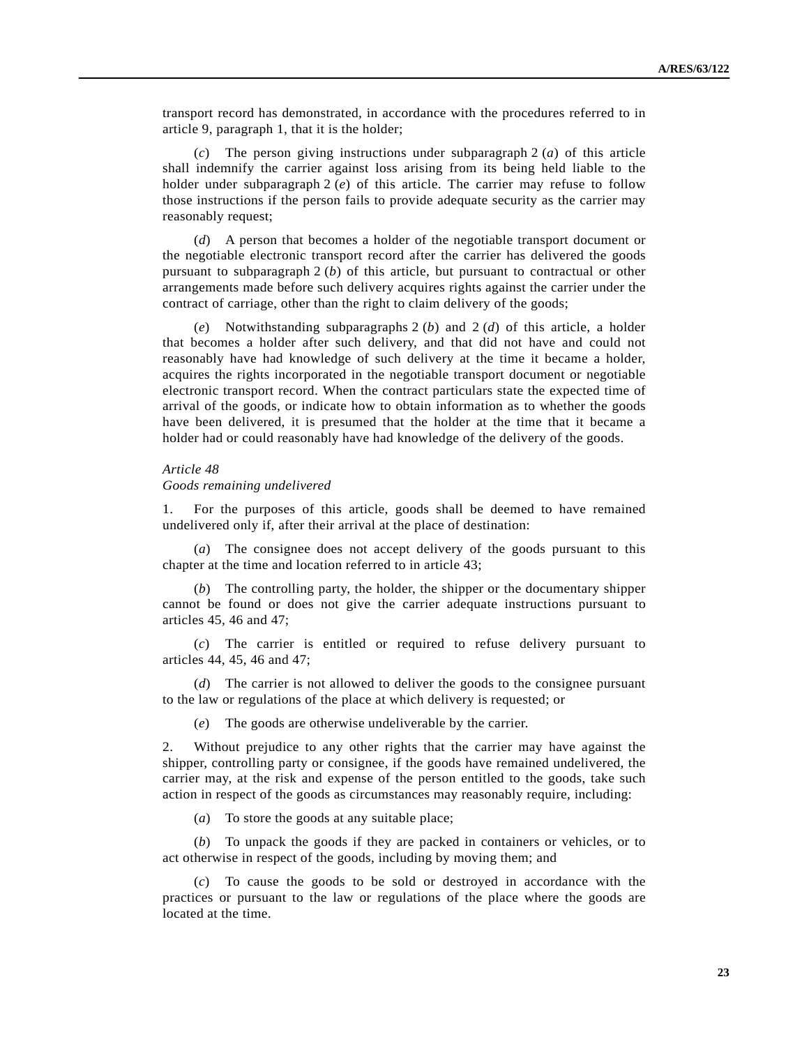transport record has demonstrated, in accordance with the procedures referred to in article 9, paragraph 1, that it is the holder;

(*c*) The person giving instructions under subparagraph 2 (*a*) of this article shall indemnify the carrier against loss arising from its being held liable to the holder under subparagraph 2 (*e*) of this article. The carrier may refuse to follow those instructions if the person fails to provide adequate security as the carrier may reasonably request;

(*d*) A person that becomes a holder of the negotiable transport document or the negotiable electronic transport record after the carrier has delivered the goods pursuant to subparagraph 2 (*b*) of this article, but pursuant to contractual or other arrangements made before such delivery acquires rights against the carrier under the contract of carriage, other than the right to claim delivery of the goods;

(*e*) Notwithstanding subparagraphs 2 (*b*) and 2 (*d*) of this article, a holder that becomes a holder after such delivery, and that did not have and could not reasonably have had knowledge of such delivery at the time it became a holder, acquires the rights incorporated in the negotiable transport document or negotiable electronic transport record. When the contract particulars state the expected time of arrival of the goods, or indicate how to obtain information as to whether the goods have been delivered, it is presumed that the holder at the time that it became a holder had or could reasonably have had knowledge of the delivery of the goods.

*Article 48*
*Goods remaining undelivered*

1. For the purposes of this article, goods shall be deemed to have remained undelivered only if, after their arrival at the place of destination:

(*a*) The consignee does not accept delivery of the goods pursuant to this chapter at the time and location referred to in article 43;

(*b*) The controlling party, the holder, the shipper or the documentary shipper cannot be found or does not give the carrier adequate instructions pursuant to articles 45, 46 and 47;

(*c*) The carrier is entitled or required to refuse delivery pursuant to articles 44, 45, 46 and 47;

(*d*) The carrier is not allowed to deliver the goods to the consignee pursuant to the law or regulations of the place at which delivery is requested; or

(*e*) The goods are otherwise undeliverable by the carrier.

2. Without prejudice to any other rights that the carrier may have against the shipper, controlling party or consignee, if the goods have remained undelivered, the carrier may, at the risk and expense of the person entitled to the goods, take such action in respect of the goods as circumstances may reasonably require, including:

(*a*) To store the goods at any suitable place;

(*b*) To unpack the goods if they are packed in containers or vehicles, or to act otherwise in respect of the goods, including by moving them; and

(*c*) To cause the goods to be sold or destroyed in accordance with the practices or pursuant to the law or regulations of the place where the goods are located at the time.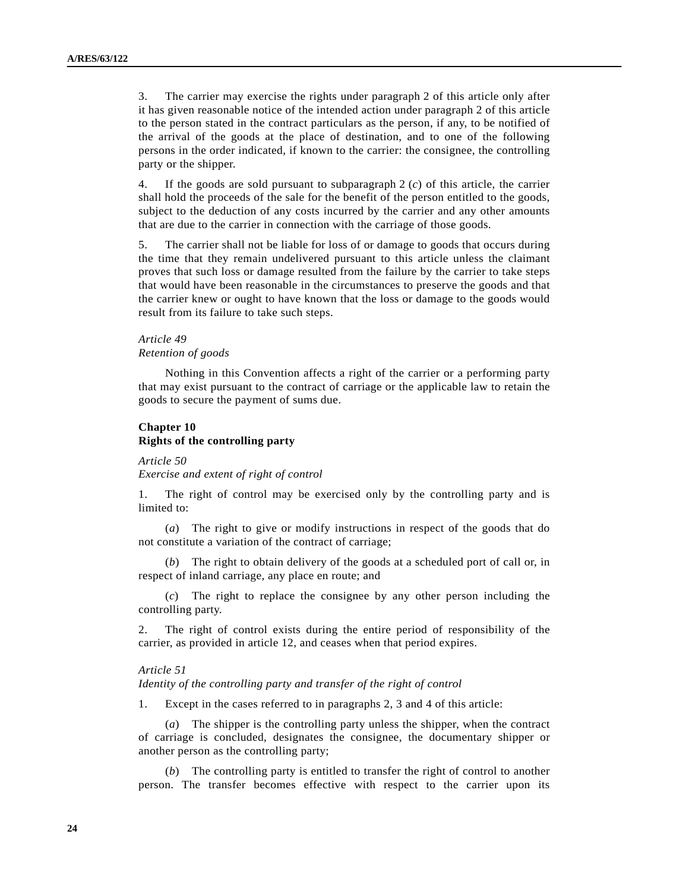3. The carrier may exercise the rights under paragraph 2 of this article only after it has given reasonable notice of the intended action under paragraph 2 of this article to the person stated in the contract particulars as the person, if any, to be notified of the arrival of the goods at the place of destination, and to one of the following persons in the order indicated, if known to the carrier: the consignee, the controlling party or the shipper.

4. If the goods are sold pursuant to subparagraph 2 (*c*) of this article, the carrier shall hold the proceeds of the sale for the benefit of the person entitled to the goods, subject to the deduction of any costs incurred by the carrier and any other amounts that are due to the carrier in connection with the carriage of those goods.

5. The carrier shall not be liable for loss of or damage to goods that occurs during the time that they remain undelivered pursuant to this article unless the claimant proves that such loss or damage resulted from the failure by the carrier to take steps that would have been reasonable in the circumstances to preserve the goods and that the carrier knew or ought to have known that the loss or damage to the goods would result from its failure to take such steps.

*Article 49*
*Retention of goods*

Nothing in this Convention affects a right of the carrier or a performing party that may exist pursuant to the contract of carriage or the applicable law to retain the goods to secure the payment of sums due.

## Chapter 10
## Rights of the controlling party

*Article 50*
*Exercise and extent of right of control*

1. The right of control may be exercised only by the controlling party and is limited to:

(*a*) The right to give or modify instructions in respect of the goods that do not constitute a variation of the contract of carriage;

(*b*) The right to obtain delivery of the goods at a scheduled port of call or, in respect of inland carriage, any place en route; and

(*c*) The right to replace the consignee by any other person including the controlling party.

2. The right of control exists during the entire period of responsibility of the carrier, as provided in article 12, and ceases when that period expires.

*Article 51*
*Identity of the controlling party and transfer of the right of control*

1. Except in the cases referred to in paragraphs 2, 3 and 4 of this article:

(*a*) The shipper is the controlling party unless the shipper, when the contract of carriage is concluded, designates the consignee, the documentary shipper or another person as the controlling party;

(*b*) The controlling party is entitled to transfer the right of control to another person. The transfer becomes effective with respect to the carrier upon its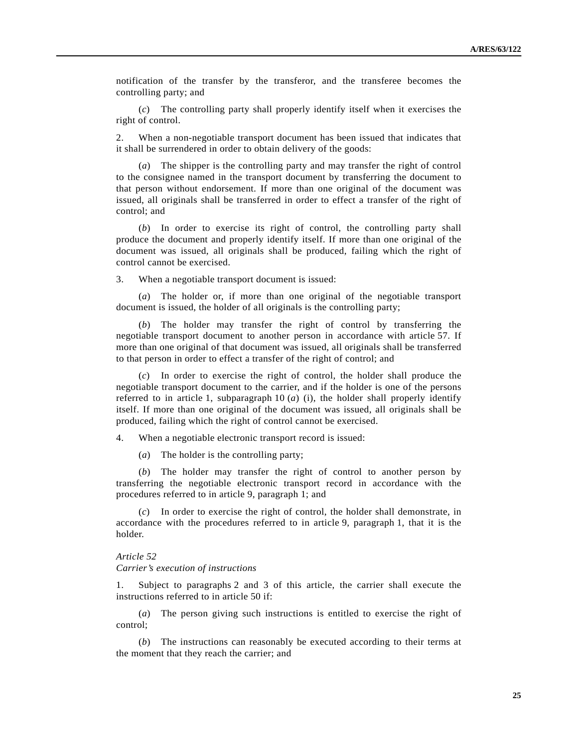notification of the transfer by the transferor, and the transferee becomes the controlling party; and

(*c*) The controlling party shall properly identify itself when it exercises the right of control.

2. When a non-negotiable transport document has been issued that indicates that it shall be surrendered in order to obtain delivery of the goods:

(*a*) The shipper is the controlling party and may transfer the right of control to the consignee named in the transport document by transferring the document to that person without endorsement. If more than one original of the document was issued, all originals shall be transferred in order to effect a transfer of the right of control; and

(*b*) In order to exercise its right of control, the controlling party shall produce the document and properly identify itself. If more than one original of the document was issued, all originals shall be produced, failing which the right of control cannot be exercised.

3. When a negotiable transport document is issued:

(*a*) The holder or, if more than one original of the negotiable transport document is issued, the holder of all originals is the controlling party;

(*b*) The holder may transfer the right of control by transferring the negotiable transport document to another person in accordance with article 57. If more than one original of that document was issued, all originals shall be transferred to that person in order to effect a transfer of the right of control; and

(*c*) In order to exercise the right of control, the holder shall produce the negotiable transport document to the carrier, and if the holder is one of the persons referred to in article 1, subparagraph 10 (*a*) (i), the holder shall properly identify itself. If more than one original of the document was issued, all originals shall be produced, failing which the right of control cannot be exercised.

4. When a negotiable electronic transport record is issued:

(*a*) The holder is the controlling party;

(*b*) The holder may transfer the right of control to another person by transferring the negotiable electronic transport record in accordance with the procedures referred to in article 9, paragraph 1; and

(*c*) In order to exercise the right of control, the holder shall demonstrate, in accordance with the procedures referred to in article 9, paragraph 1, that it is the holder.

*Article 52*
*Carrier's execution of instructions*

1. Subject to paragraphs 2 and 3 of this article, the carrier shall execute the instructions referred to in article 50 if:

(*a*) The person giving such instructions is entitled to exercise the right of control;

(*b*) The instructions can reasonably be executed according to their terms at the moment that they reach the carrier; and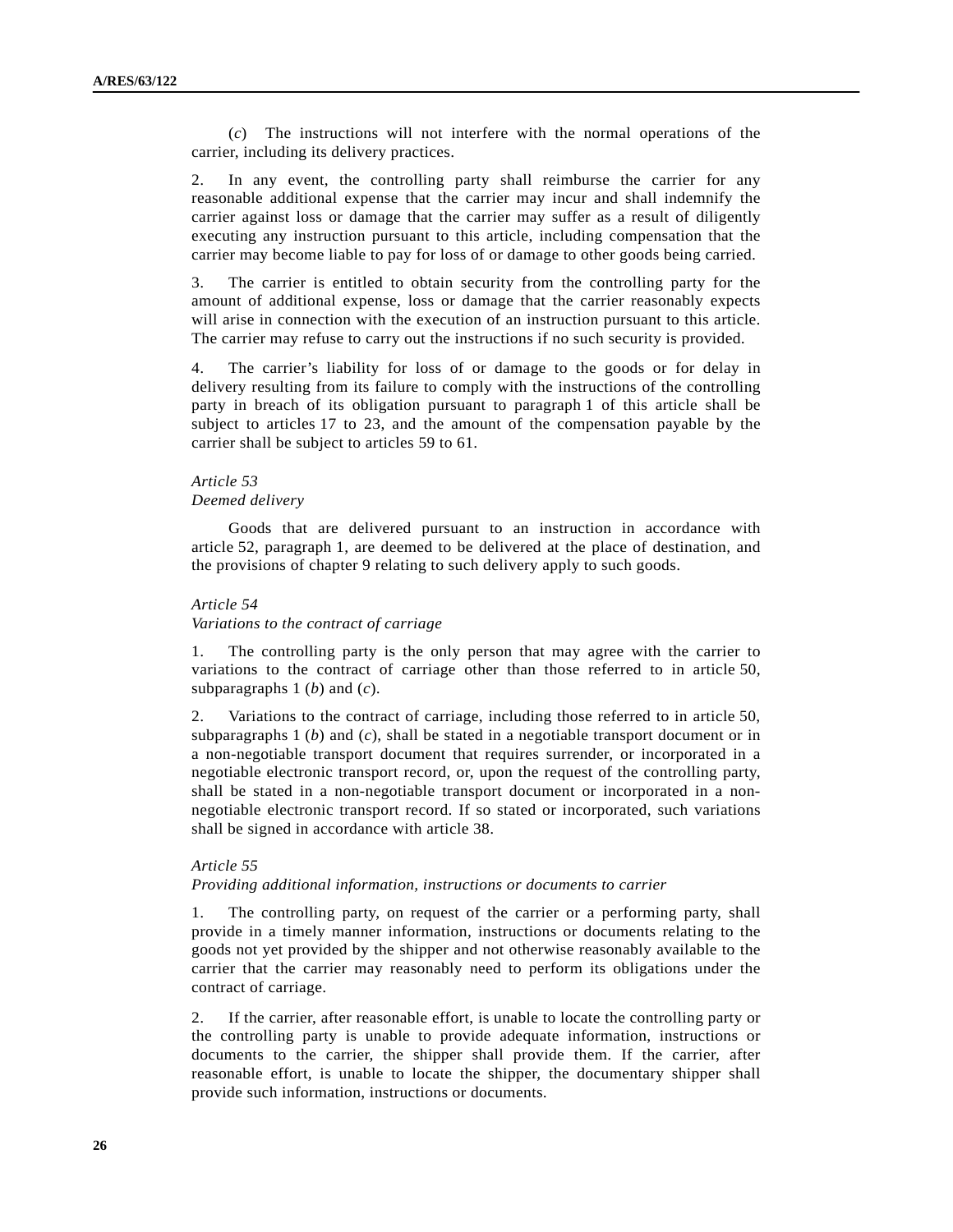(*c*) The instructions will not interfere with the normal operations of the carrier, including its delivery practices.

2. In any event, the controlling party shall reimburse the carrier for any reasonable additional expense that the carrier may incur and shall indemnify the carrier against loss or damage that the carrier may suffer as a result of diligently executing any instruction pursuant to this article, including compensation that the carrier may become liable to pay for loss of or damage to other goods being carried.

3. The carrier is entitled to obtain security from the controlling party for the amount of additional expense, loss or damage that the carrier reasonably expects will arise in connection with the execution of an instruction pursuant to this article. The carrier may refuse to carry out the instructions if no such security is provided.

4. The carrier's liability for loss of or damage to the goods or for delay in delivery resulting from its failure to comply with the instructions of the controlling party in breach of its obligation pursuant to paragraph 1 of this article shall be subject to articles 17 to 23, and the amount of the compensation payable by the carrier shall be subject to articles 59 to 61.

*Article 53*
*Deemed delivery*

Goods that are delivered pursuant to an instruction in accordance with article 52, paragraph 1, are deemed to be delivered at the place of destination, and the provisions of chapter 9 relating to such delivery apply to such goods.

*Article 54*
*Variations to the contract of carriage*

1. The controlling party is the only person that may agree with the carrier to variations to the contract of carriage other than those referred to in article 50, subparagraphs 1 (*b*) and (*c*).

2. Variations to the contract of carriage, including those referred to in article 50, subparagraphs 1 (*b*) and (*c*), shall be stated in a negotiable transport document or in a non-negotiable transport document that requires surrender, or incorporated in a negotiable electronic transport record, or, upon the request of the controlling party, shall be stated in a non-negotiable transport document or incorporated in a non-negotiable electronic transport record. If so stated or incorporated, such variations shall be signed in accordance with article 38.

*Article 55*
*Providing additional information, instructions or documents to carrier*

1. The controlling party, on request of the carrier or a performing party, shall provide in a timely manner information, instructions or documents relating to the goods not yet provided by the shipper and not otherwise reasonably available to the carrier that the carrier may reasonably need to perform its obligations under the contract of carriage.

2. If the carrier, after reasonable effort, is unable to locate the controlling party or the controlling party is unable to provide adequate information, instructions or documents to the carrier, the shipper shall provide them. If the carrier, after reasonable effort, is unable to locate the shipper, the documentary shipper shall provide such information, instructions or documents.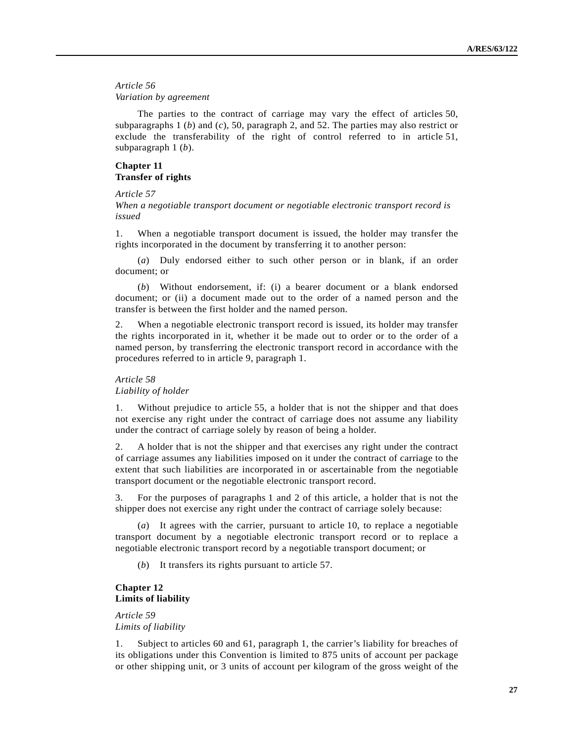*Article 56*
*Variation by agreement*

The parties to the contract of carriage may vary the effect of articles 50, subparagraphs 1 (*b*) and (*c*), 50, paragraph 2, and 52. The parties may also restrict or exclude the transferability of the right of control referred to in article 51, subparagraph 1 (*b*).

## Chapter 11
## Transfer of rights

*Article 57*
*When a negotiable transport document or negotiable electronic transport record is issued*

1. When a negotiable transport document is issued, the holder may transfer the rights incorporated in the document by transferring it to another person:

(*a*) Duly endorsed either to such other person or in blank, if an order document; or

(*b*) Without endorsement, if: (i) a bearer document or a blank endorsed document; or (ii) a document made out to the order of a named person and the transfer is between the first holder and the named person.

2. When a negotiable electronic transport record is issued, its holder may transfer the rights incorporated in it, whether it be made out to order or to the order of a named person, by transferring the electronic transport record in accordance with the procedures referred to in article 9, paragraph 1.

*Article 58*
*Liability of holder*

1. Without prejudice to article 55, a holder that is not the shipper and that does not exercise any right under the contract of carriage does not assume any liability under the contract of carriage solely by reason of being a holder.

2. A holder that is not the shipper and that exercises any right under the contract of carriage assumes any liabilities imposed on it under the contract of carriage to the extent that such liabilities are incorporated in or ascertainable from the negotiable transport document or the negotiable electronic transport record.

3. For the purposes of paragraphs 1 and 2 of this article, a holder that is not the shipper does not exercise any right under the contract of carriage solely because:

(*a*) It agrees with the carrier, pursuant to article 10, to replace a negotiable transport document by a negotiable electronic transport record or to replace a negotiable electronic transport record by a negotiable transport document; or

(*b*) It transfers its rights pursuant to article 57.

## Chapter 12
## Limits of liability

*Article 59*
*Limits of liability*

1. Subject to articles 60 and 61, paragraph 1, the carrier's liability for breaches of its obligations under this Convention is limited to 875 units of account per package or other shipping unit, or 3 units of account per kilogram of the gross weight of the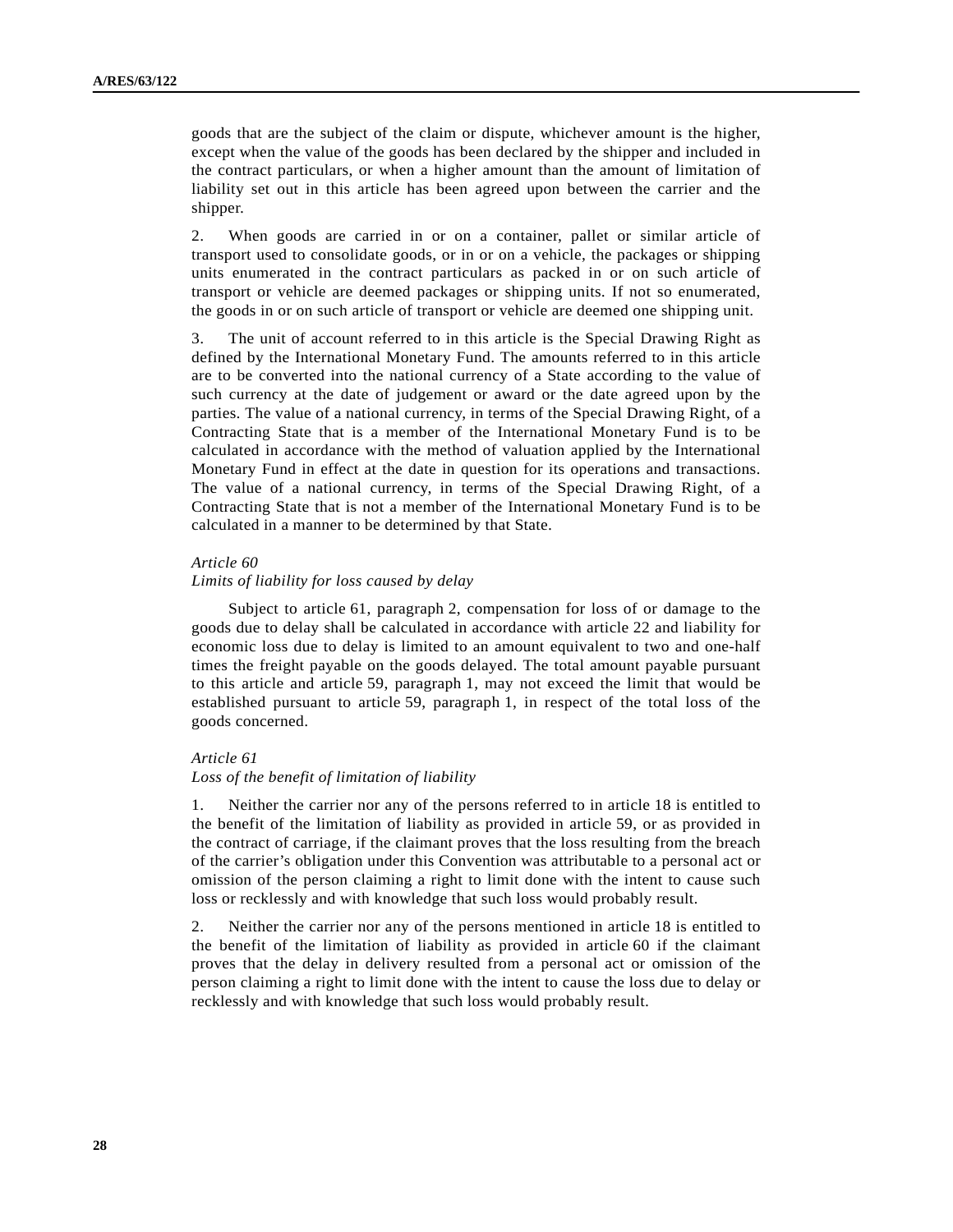goods that are the subject of the claim or dispute, whichever amount is the higher, except when the value of the goods has been declared by the shipper and included in the contract particulars, or when a higher amount than the amount of limitation of liability set out in this article has been agreed upon between the carrier and the shipper.

2. When goods are carried in or on a container, pallet or similar article of transport used to consolidate goods, or in or on a vehicle, the packages or shipping units enumerated in the contract particulars as packed in or on such article of transport or vehicle are deemed packages or shipping units. If not so enumerated, the goods in or on such article of transport or vehicle are deemed one shipping unit.

3. The unit of account referred to in this article is the Special Drawing Right as defined by the International Monetary Fund. The amounts referred to in this article are to be converted into the national currency of a State according to the value of such currency at the date of judgement or award or the date agreed upon by the parties. The value of a national currency, in terms of the Special Drawing Right, of a Contracting State that is a member of the International Monetary Fund is to be calculated in accordance with the method of valuation applied by the International Monetary Fund in effect at the date in question for its operations and transactions. The value of a national currency, in terms of the Special Drawing Right, of a Contracting State that is not a member of the International Monetary Fund is to be calculated in a manner to be determined by that State.

*Article 60*
*Limits of liability for loss caused by delay*

Subject to article 61, paragraph 2, compensation for loss of or damage to the goods due to delay shall be calculated in accordance with article 22 and liability for economic loss due to delay is limited to an amount equivalent to two and one-half times the freight payable on the goods delayed. The total amount payable pursuant to this article and article 59, paragraph 1, may not exceed the limit that would be established pursuant to article 59, paragraph 1, in respect of the total loss of the goods concerned.

*Article 61*
*Loss of the benefit of limitation of liability*

1. Neither the carrier nor any of the persons referred to in article 18 is entitled to the benefit of the limitation of liability as provided in article 59, or as provided in the contract of carriage, if the claimant proves that the loss resulting from the breach of the carrier's obligation under this Convention was attributable to a personal act or omission of the person claiming a right to limit done with the intent to cause such loss or recklessly and with knowledge that such loss would probably result.

2. Neither the carrier nor any of the persons mentioned in article 18 is entitled to the benefit of the limitation of liability as provided in article 60 if the claimant proves that the delay in delivery resulted from a personal act or omission of the person claiming a right to limit done with the intent to cause the loss due to delay or recklessly and with knowledge that such loss would probably result.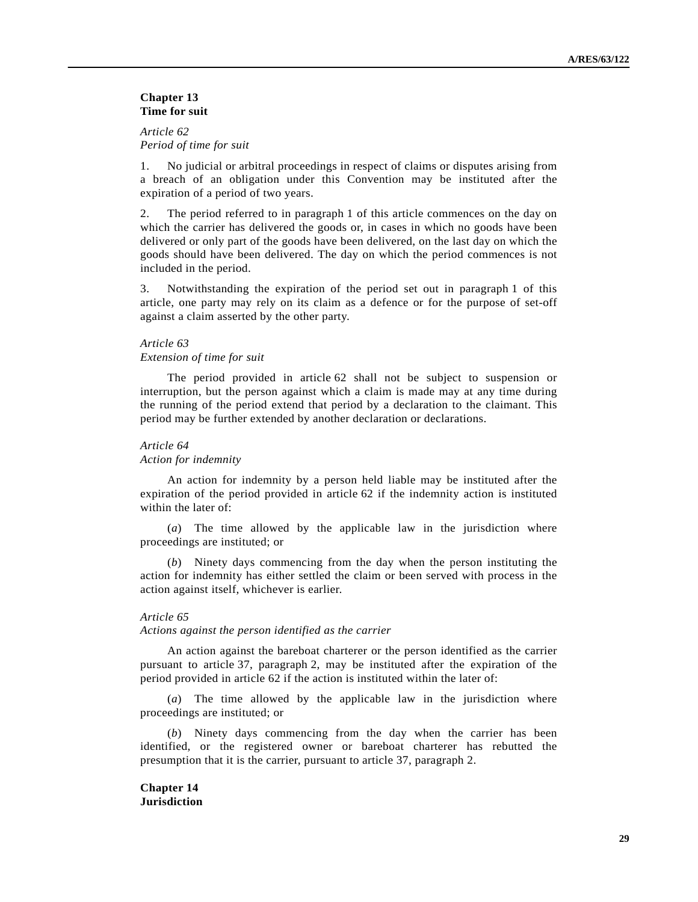## Chapter 13
## Time for suit

*Article 62*
*Period of time for suit*

1. No judicial or arbitral proceedings in respect of claims or disputes arising from a breach of an obligation under this Convention may be instituted after the expiration of a period of two years.

2. The period referred to in paragraph 1 of this article commences on the day on which the carrier has delivered the goods or, in cases in which no goods have been delivered or only part of the goods have been delivered, on the last day on which the goods should have been delivered. The day on which the period commences is not included in the period.

3. Notwithstanding the expiration of the period set out in paragraph 1 of this article, one party may rely on its claim as a defence or for the purpose of set-off against a claim asserted by the other party.

*Article 63*
*Extension of time for suit*

The period provided in article 62 shall not be subject to suspension or interruption, but the person against which a claim is made may at any time during the running of the period extend that period by a declaration to the claimant. This period may be further extended by another declaration or declarations.

*Article 64*
*Action for indemnity*

An action for indemnity by a person held liable may be instituted after the expiration of the period provided in article 62 if the indemnity action is instituted within the later of:

(*a*) The time allowed by the applicable law in the jurisdiction where proceedings are instituted; or

(*b*) Ninety days commencing from the day when the person instituting the action for indemnity has either settled the claim or been served with process in the action against itself, whichever is earlier.

*Article 65*
*Actions against the person identified as the carrier*

An action against the bareboat charterer or the person identified as the carrier pursuant to article 37, paragraph 2, may be instituted after the expiration of the period provided in article 62 if the action is instituted within the later of:

(*a*) The time allowed by the applicable law in the jurisdiction where proceedings are instituted; or

(*b*) Ninety days commencing from the day when the carrier has been identified, or the registered owner or bareboat charterer has rebutted the presumption that it is the carrier, pursuant to article 37, paragraph 2.

## Chapter 14
## Jurisdiction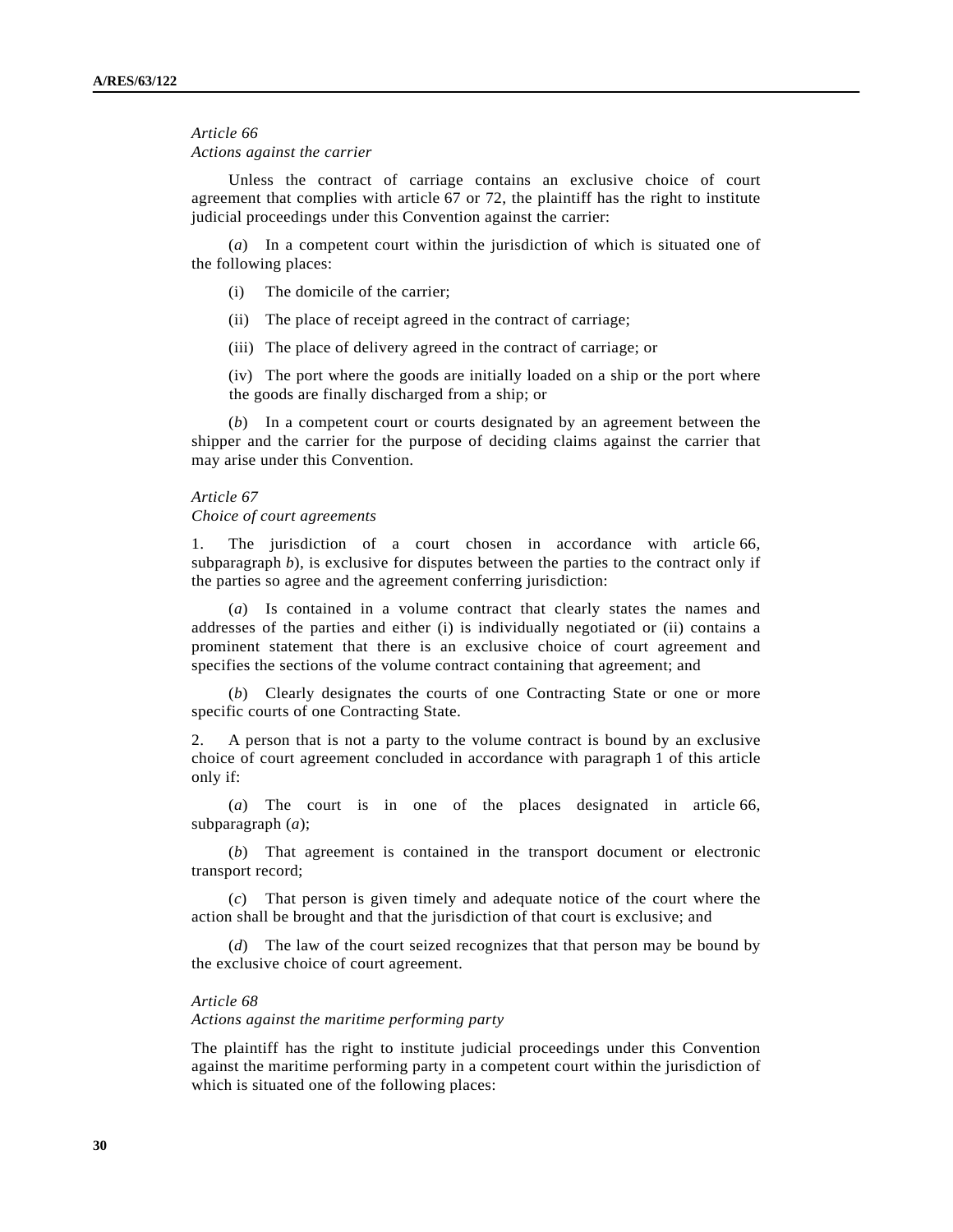*Article 66*
*Actions against the carrier*

Unless the contract of carriage contains an exclusive choice of court agreement that complies with article 67 or 72, the plaintiff has the right to institute judicial proceedings under this Convention against the carrier:

(*a*) In a competent court within the jurisdiction of which is situated one of the following places:

(i) The domicile of the carrier;

(ii) The place of receipt agreed in the contract of carriage;

(iii) The place of delivery agreed in the contract of carriage; or

(iv) The port where the goods are initially loaded on a ship or the port where the goods are finally discharged from a ship; or

(*b*) In a competent court or courts designated by an agreement between the shipper and the carrier for the purpose of deciding claims against the carrier that may arise under this Convention.

*Article 67*
*Choice of court agreements*

1. The jurisdiction of a court chosen in accordance with article 66, subparagraph *b*), is exclusive for disputes between the parties to the contract only if the parties so agree and the agreement conferring jurisdiction:

(*a*) Is contained in a volume contract that clearly states the names and addresses of the parties and either (i) is individually negotiated or (ii) contains a prominent statement that there is an exclusive choice of court agreement and specifies the sections of the volume contract containing that agreement; and

(*b*) Clearly designates the courts of one Contracting State or one or more specific courts of one Contracting State.

2. A person that is not a party to the volume contract is bound by an exclusive choice of court agreement concluded in accordance with paragraph 1 of this article only if:

(*a*) The court is in one of the places designated in article 66, subparagraph (*a*);

(*b*) That agreement is contained in the transport document or electronic transport record;

(*c*) That person is given timely and adequate notice of the court where the action shall be brought and that the jurisdiction of that court is exclusive; and

(*d*) The law of the court seized recognizes that that person may be bound by the exclusive choice of court agreement.

*Article 68*
*Actions against the maritime performing party*

The plaintiff has the right to institute judicial proceedings under this Convention against the maritime performing party in a competent court within the jurisdiction of which is situated one of the following places: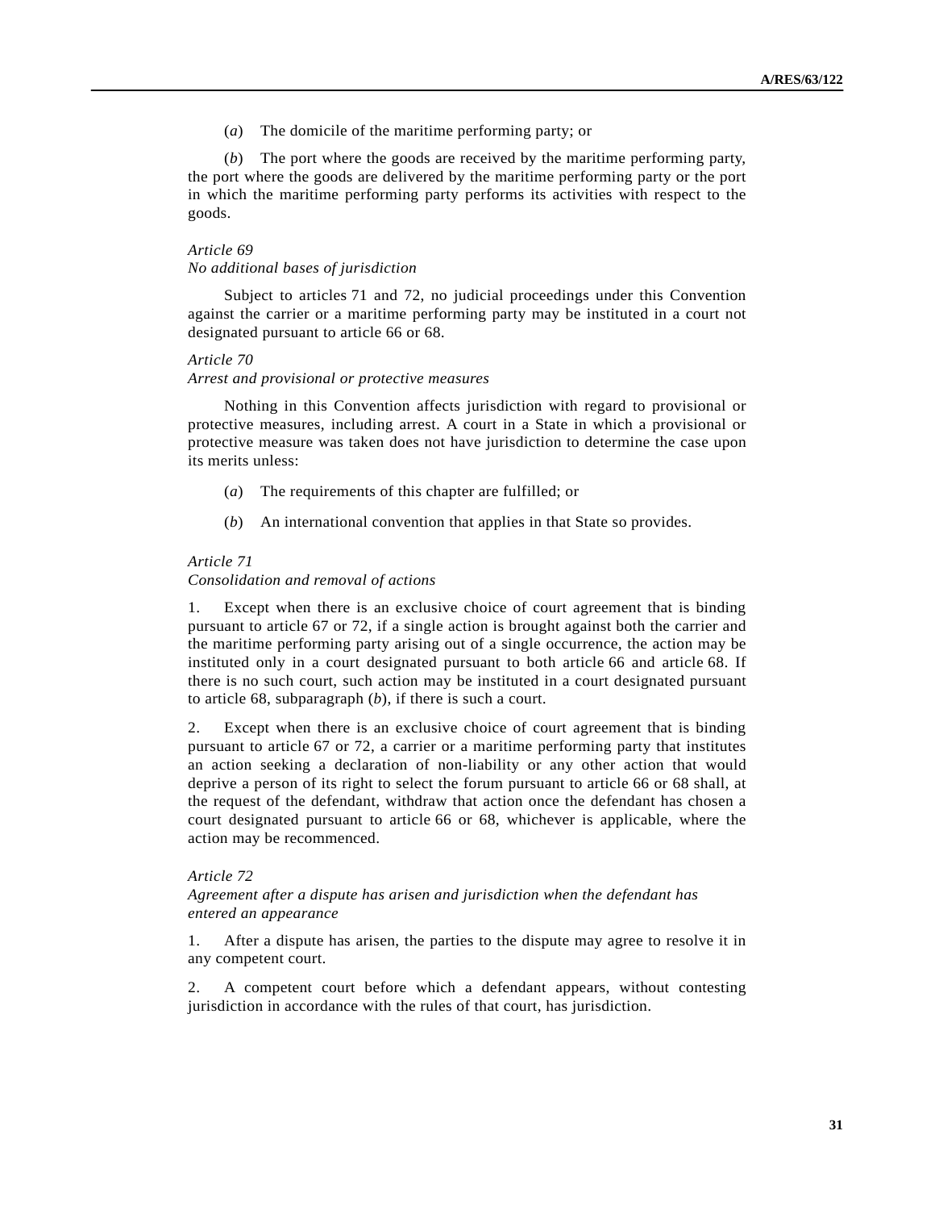(*a*) The domicile of the maritime performing party; or

(*b*) The port where the goods are received by the maritime performing party, the port where the goods are delivered by the maritime performing party or the port in which the maritime performing party performs its activities with respect to the goods.

*Article 69*
*No additional bases of jurisdiction*

Subject to articles 71 and 72, no judicial proceedings under this Convention against the carrier or a maritime performing party may be instituted in a court not designated pursuant to article 66 or 68.

*Article 70*
*Arrest and provisional or protective measures*

Nothing in this Convention affects jurisdiction with regard to provisional or protective measures, including arrest. A court in a State in which a provisional or protective measure was taken does not have jurisdiction to determine the case upon its merits unless:

(*a*) The requirements of this chapter are fulfilled; or

(*b*) An international convention that applies in that State so provides.

*Article 71*
*Consolidation and removal of actions*

1. Except when there is an exclusive choice of court agreement that is binding pursuant to article 67 or 72, if a single action is brought against both the carrier and the maritime performing party arising out of a single occurrence, the action may be instituted only in a court designated pursuant to both article 66 and article 68. If there is no such court, such action may be instituted in a court designated pursuant to article 68, subparagraph (*b*), if there is such a court.

2. Except when there is an exclusive choice of court agreement that is binding pursuant to article 67 or 72, a carrier or a maritime performing party that institutes an action seeking a declaration of non-liability or any other action that would deprive a person of its right to select the forum pursuant to article 66 or 68 shall, at the request of the defendant, withdraw that action once the defendant has chosen a court designated pursuant to article 66 or 68, whichever is applicable, where the action may be recommenced.

*Article 72*
*Agreement after a dispute has arisen and jurisdiction when the defendant has entered an appearance*

1. After a dispute has arisen, the parties to the dispute may agree to resolve it in any competent court.

2. A competent court before which a defendant appears, without contesting jurisdiction in accordance with the rules of that court, has jurisdiction.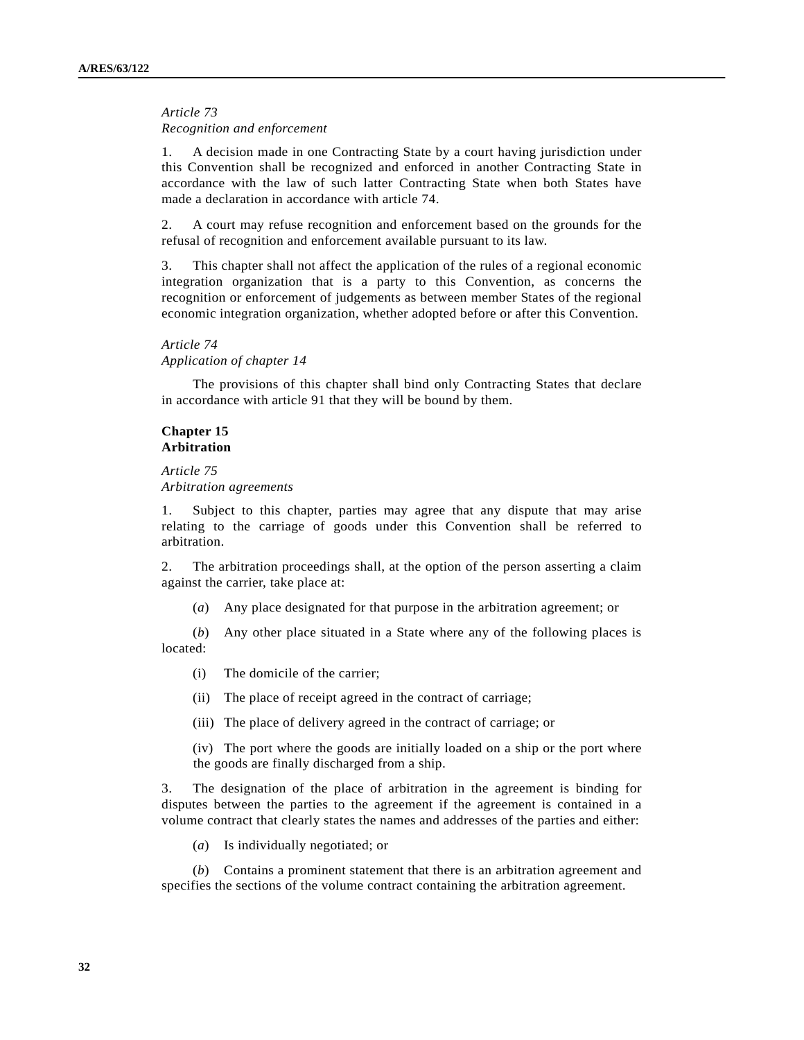*Article 73*
*Recognition and enforcement*

1. A decision made in one Contracting State by a court having jurisdiction under this Convention shall be recognized and enforced in another Contracting State in accordance with the law of such latter Contracting State when both States have made a declaration in accordance with article 74.

2. A court may refuse recognition and enforcement based on the grounds for the refusal of recognition and enforcement available pursuant to its law.

3. This chapter shall not affect the application of the rules of a regional economic integration organization that is a party to this Convention, as concerns the recognition or enforcement of judgements as between member States of the regional economic integration organization, whether adopted before or after this Convention.

*Article 74*
*Application of chapter 14*

The provisions of this chapter shall bind only Contracting States that declare in accordance with article 91 that they will be bound by them.

## Chapter 15
## Arbitration

*Article 75*
*Arbitration agreements*

1. Subject to this chapter, parties may agree that any dispute that may arise relating to the carriage of goods under this Convention shall be referred to arbitration.

2. The arbitration proceedings shall, at the option of the person asserting a claim against the carrier, take place at:

(*a*) Any place designated for that purpose in the arbitration agreement; or

(*b*) Any other place situated in a State where any of the following places is located:

(i) The domicile of the carrier;

(ii) The place of receipt agreed in the contract of carriage;

(iii) The place of delivery agreed in the contract of carriage; or

(iv) The port where the goods are initially loaded on a ship or the port where the goods are finally discharged from a ship.

3. The designation of the place of arbitration in the agreement is binding for disputes between the parties to the agreement if the agreement is contained in a volume contract that clearly states the names and addresses of the parties and either:

(*a*) Is individually negotiated; or

(*b*) Contains a prominent statement that there is an arbitration agreement and specifies the sections of the volume contract containing the arbitration agreement.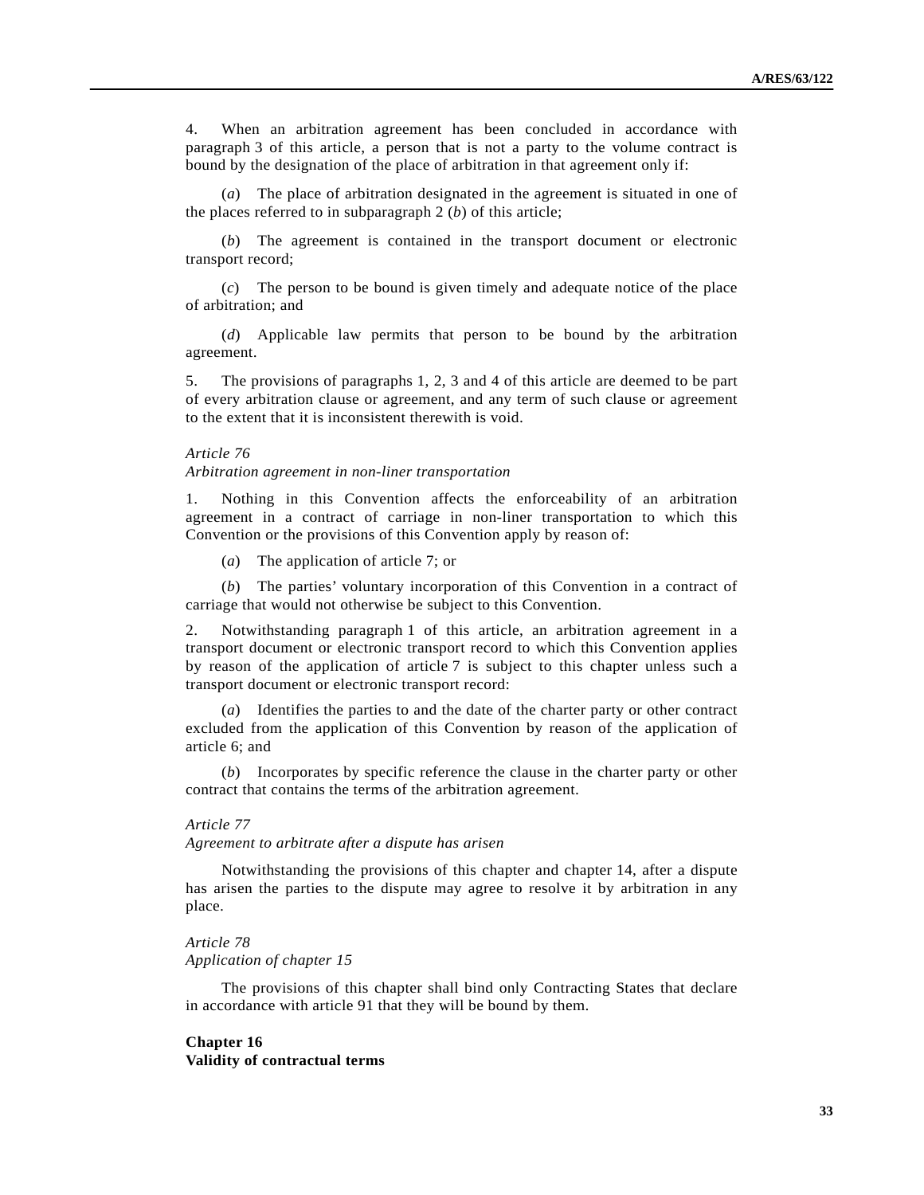4. When an arbitration agreement has been concluded in accordance with paragraph 3 of this article, a person that is not a party to the volume contract is bound by the designation of the place of arbitration in that agreement only if:

(*a*) The place of arbitration designated in the agreement is situated in one of the places referred to in subparagraph 2 (*b*) of this article;

(*b*) The agreement is contained in the transport document or electronic transport record;

(*c*) The person to be bound is given timely and adequate notice of the place of arbitration; and

(*d*) Applicable law permits that person to be bound by the arbitration agreement.

5. The provisions of paragraphs 1, 2, 3 and 4 of this article are deemed to be part of every arbitration clause or agreement, and any term of such clause or agreement to the extent that it is inconsistent therewith is void.

*Article 76*
*Arbitration agreement in non-liner transportation*

1. Nothing in this Convention affects the enforceability of an arbitration agreement in a contract of carriage in non-liner transportation to which this Convention or the provisions of this Convention apply by reason of:

(*a*) The application of article 7; or

(*b*) The parties' voluntary incorporation of this Convention in a contract of carriage that would not otherwise be subject to this Convention.

2. Notwithstanding paragraph 1 of this article, an arbitration agreement in a transport document or electronic transport record to which this Convention applies by reason of the application of article 7 is subject to this chapter unless such a transport document or electronic transport record:

(*a*) Identifies the parties to and the date of the charter party or other contract excluded from the application of this Convention by reason of the application of article 6; and

(*b*) Incorporates by specific reference the clause in the charter party or other contract that contains the terms of the arbitration agreement.

*Article 77*
*Agreement to arbitrate after a dispute has arisen*

Notwithstanding the provisions of this chapter and chapter 14, after a dispute has arisen the parties to the dispute may agree to resolve it by arbitration in any place.

*Article 78*
*Application of chapter 15*

The provisions of this chapter shall bind only Contracting States that declare in accordance with article 91 that they will be bound by them.

**Chapter 16**
**Validity of contractual terms**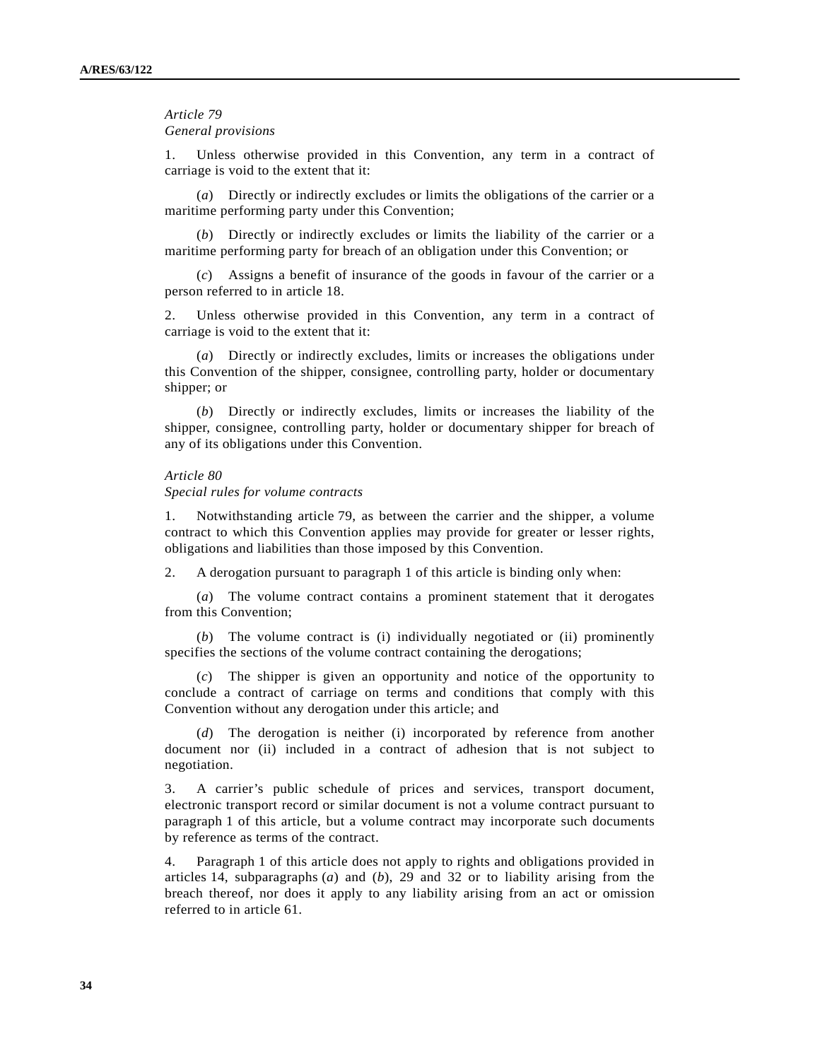*Article 79*
*General provisions*

1. Unless otherwise provided in this Convention, any term in a contract of carriage is void to the extent that it:

(*a*) Directly or indirectly excludes or limits the obligations of the carrier or a maritime performing party under this Convention;

(*b*) Directly or indirectly excludes or limits the liability of the carrier or a maritime performing party for breach of an obligation under this Convention; or

(*c*) Assigns a benefit of insurance of the goods in favour of the carrier or a person referred to in article 18.

2. Unless otherwise provided in this Convention, any term in a contract of carriage is void to the extent that it:

(*a*) Directly or indirectly excludes, limits or increases the obligations under this Convention of the shipper, consignee, controlling party, holder or documentary shipper; or

(*b*) Directly or indirectly excludes, limits or increases the liability of the shipper, consignee, controlling party, holder or documentary shipper for breach of any of its obligations under this Convention.

*Article 80*
*Special rules for volume contracts*

1. Notwithstanding article 79, as between the carrier and the shipper, a volume contract to which this Convention applies may provide for greater or lesser rights, obligations and liabilities than those imposed by this Convention.

2. A derogation pursuant to paragraph 1 of this article is binding only when:

(*a*) The volume contract contains a prominent statement that it derogates from this Convention;

(*b*) The volume contract is (i) individually negotiated or (ii) prominently specifies the sections of the volume contract containing the derogations;

(*c*) The shipper is given an opportunity and notice of the opportunity to conclude a contract of carriage on terms and conditions that comply with this Convention without any derogation under this article; and

(*d*) The derogation is neither (i) incorporated by reference from another document nor (ii) included in a contract of adhesion that is not subject to negotiation.

3. A carrier's public schedule of prices and services, transport document, electronic transport record or similar document is not a volume contract pursuant to paragraph 1 of this article, but a volume contract may incorporate such documents by reference as terms of the contract.

4. Paragraph 1 of this article does not apply to rights and obligations provided in articles 14, subparagraphs (*a*) and (*b*), 29 and 32 or to liability arising from the breach thereof, nor does it apply to any liability arising from an act or omission referred to in article 61.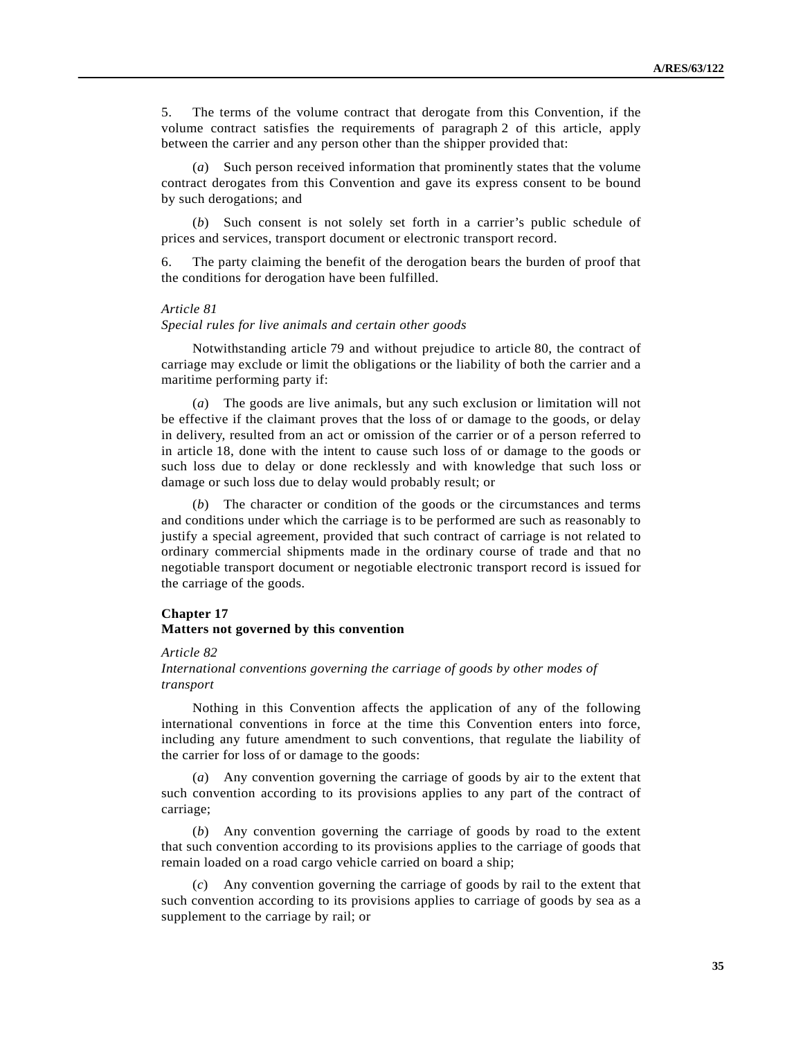5. The terms of the volume contract that derogate from this Convention, if the volume contract satisfies the requirements of paragraph 2 of this article, apply between the carrier and any person other than the shipper provided that:

(*a*) Such person received information that prominently states that the volume contract derogates from this Convention and gave its express consent to be bound by such derogations; and

(*b*) Such consent is not solely set forth in a carrier's public schedule of prices and services, transport document or electronic transport record.

6. The party claiming the benefit of the derogation bears the burden of proof that the conditions for derogation have been fulfilled.

*Article 81*
*Special rules for live animals and certain other goods*

Notwithstanding article 79 and without prejudice to article 80, the contract of carriage may exclude or limit the obligations or the liability of both the carrier and a maritime performing party if:

(*a*) The goods are live animals, but any such exclusion or limitation will not be effective if the claimant proves that the loss of or damage to the goods, or delay in delivery, resulted from an act or omission of the carrier or of a person referred to in article 18, done with the intent to cause such loss of or damage to the goods or such loss due to delay or done recklessly and with knowledge that such loss or damage or such loss due to delay would probably result; or

(*b*) The character or condition of the goods or the circumstances and terms and conditions under which the carriage is to be performed are such as reasonably to justify a special agreement, provided that such contract of carriage is not related to ordinary commercial shipments made in the ordinary course of trade and that no negotiable transport document or negotiable electronic transport record is issued for the carriage of the goods.

## Chapter 17
## Matters not governed by this convention

*Article 82*
*International conventions governing the carriage of goods by other modes of transport*

Nothing in this Convention affects the application of any of the following international conventions in force at the time this Convention enters into force, including any future amendment to such conventions, that regulate the liability of the carrier for loss of or damage to the goods:

(*a*) Any convention governing the carriage of goods by air to the extent that such convention according to its provisions applies to any part of the contract of carriage;

(*b*) Any convention governing the carriage of goods by road to the extent that such convention according to its provisions applies to the carriage of goods that remain loaded on a road cargo vehicle carried on board a ship;

(*c*) Any convention governing the carriage of goods by rail to the extent that such convention according to its provisions applies to carriage of goods by sea as a supplement to the carriage by rail; or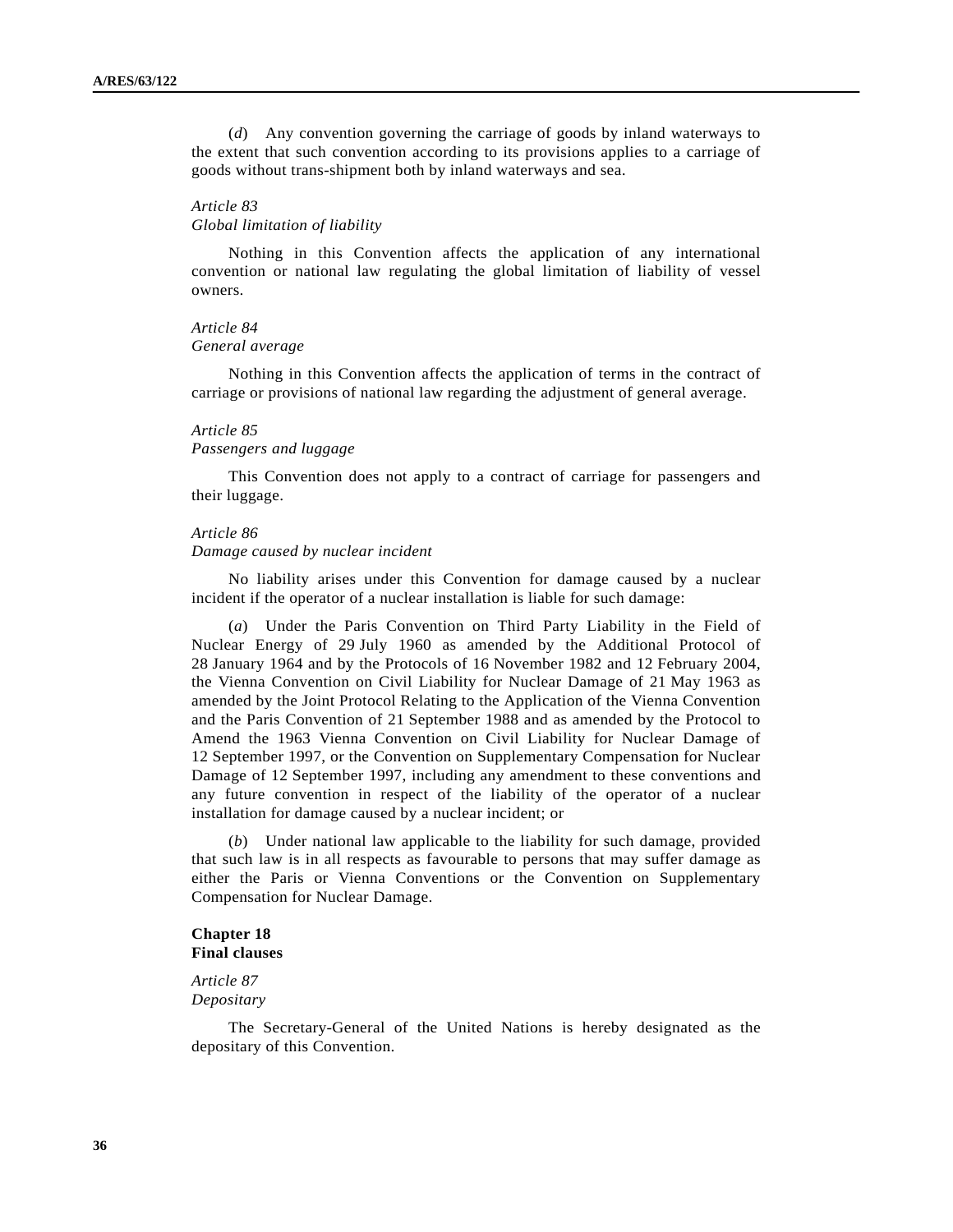(*d*) Any convention governing the carriage of goods by inland waterways to the extent that such convention according to its provisions applies to a carriage of goods without trans-shipment both by inland waterways and sea.

*Article 83*
*Global limitation of liability*

Nothing in this Convention affects the application of any international convention or national law regulating the global limitation of liability of vessel owners.

*Article 84*
*General average*

Nothing in this Convention affects the application of terms in the contract of carriage or provisions of national law regarding the adjustment of general average.

*Article 85*
*Passengers and luggage*

This Convention does not apply to a contract of carriage for passengers and their luggage.

*Article 86*
*Damage caused by nuclear incident*

No liability arises under this Convention for damage caused by a nuclear incident if the operator of a nuclear installation is liable for such damage:

(*a*) Under the Paris Convention on Third Party Liability in the Field of Nuclear Energy of 29 July 1960 as amended by the Additional Protocol of 28 January 1964 and by the Protocols of 16 November 1982 and 12 February 2004, the Vienna Convention on Civil Liability for Nuclear Damage of 21 May 1963 as amended by the Joint Protocol Relating to the Application of the Vienna Convention and the Paris Convention of 21 September 1988 and as amended by the Protocol to Amend the 1963 Vienna Convention on Civil Liability for Nuclear Damage of 12 September 1997, or the Convention on Supplementary Compensation for Nuclear Damage of 12 September 1997, including any amendment to these conventions and any future convention in respect of the liability of the operator of a nuclear installation for damage caused by a nuclear incident; or

(*b*) Under national law applicable to the liability for such damage, provided that such law is in all respects as favourable to persons that may suffer damage as either the Paris or Vienna Conventions or the Convention on Supplementary Compensation for Nuclear Damage.

**Chapter 18**
**Final clauses**

*Article 87*
*Depositary*

The Secretary-General of the United Nations is hereby designated as the depositary of this Convention.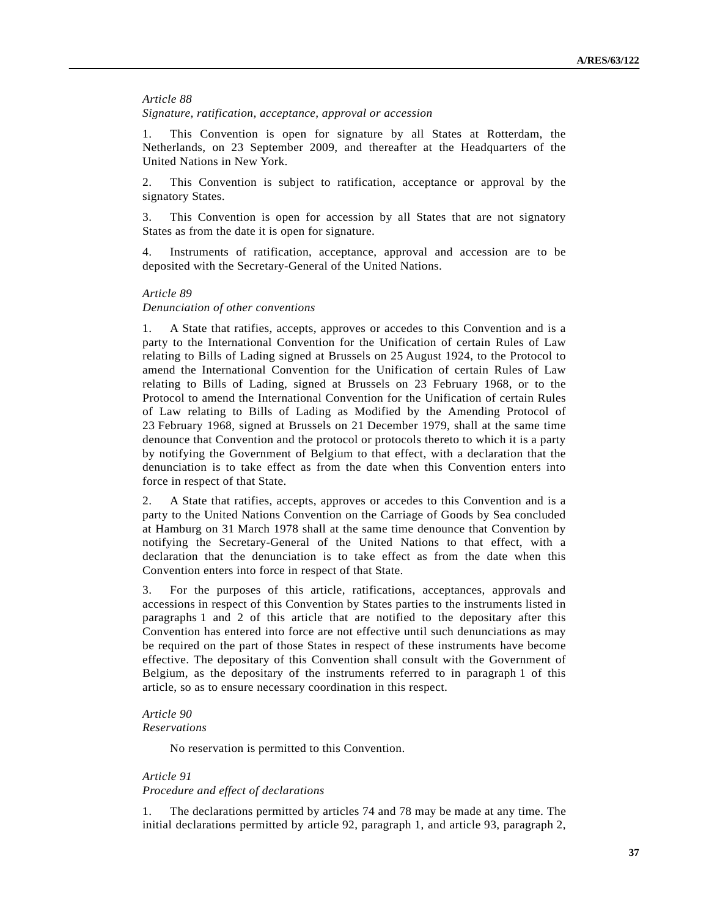*Article 88*
*Signature, ratification, acceptance, approval or accession*

1. This Convention is open for signature by all States at Rotterdam, the Netherlands, on 23 September 2009, and thereafter at the Headquarters of the United Nations in New York.

2. This Convention is subject to ratification, acceptance or approval by the signatory States.

3. This Convention is open for accession by all States that are not signatory States as from the date it is open for signature.

4. Instruments of ratification, acceptance, approval and accession are to be deposited with the Secretary-General of the United Nations.

*Article 89*
*Denunciation of other conventions*

1. A State that ratifies, accepts, approves or accedes to this Convention and is a party to the International Convention for the Unification of certain Rules of Law relating to Bills of Lading signed at Brussels on 25 August 1924, to the Protocol to amend the International Convention for the Unification of certain Rules of Law relating to Bills of Lading, signed at Brussels on 23 February 1968, or to the Protocol to amend the International Convention for the Unification of certain Rules of Law relating to Bills of Lading as Modified by the Amending Protocol of 23 February 1968, signed at Brussels on 21 December 1979, shall at the same time denounce that Convention and the protocol or protocols thereto to which it is a party by notifying the Government of Belgium to that effect, with a declaration that the denunciation is to take effect as from the date when this Convention enters into force in respect of that State.

2. A State that ratifies, accepts, approves or accedes to this Convention and is a party to the United Nations Convention on the Carriage of Goods by Sea concluded at Hamburg on 31 March 1978 shall at the same time denounce that Convention by notifying the Secretary-General of the United Nations to that effect, with a declaration that the denunciation is to take effect as from the date when this Convention enters into force in respect of that State.

3. For the purposes of this article, ratifications, acceptances, approvals and accessions in respect of this Convention by States parties to the instruments listed in paragraphs 1 and 2 of this article that are notified to the depositary after this Convention has entered into force are not effective until such denunciations as may be required on the part of those States in respect of these instruments have become effective. The depositary of this Convention shall consult with the Government of Belgium, as the depositary of the instruments referred to in paragraph 1 of this article, so as to ensure necessary coordination in this respect.

*Article 90*
*Reservations*

No reservation is permitted to this Convention.

*Article 91*
*Procedure and effect of declarations*

1. The declarations permitted by articles 74 and 78 may be made at any time. The initial declarations permitted by article 92, paragraph 1, and article 93, paragraph 2,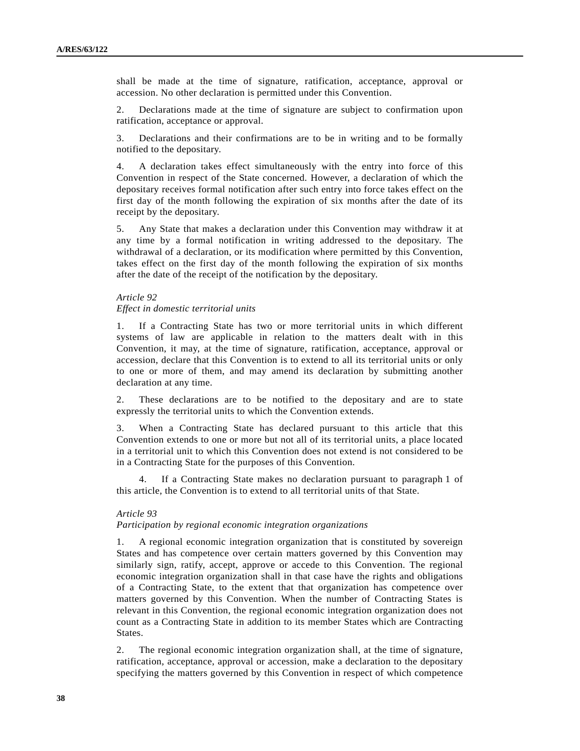shall be made at the time of signature, ratification, acceptance, approval or accession. No other declaration is permitted under this Convention.

2. Declarations made at the time of signature are subject to confirmation upon ratification, acceptance or approval.

3. Declarations and their confirmations are to be in writing and to be formally notified to the depositary.

4. A declaration takes effect simultaneously with the entry into force of this Convention in respect of the State concerned. However, a declaration of which the depositary receives formal notification after such entry into force takes effect on the first day of the month following the expiration of six months after the date of its receipt by the depositary.

5. Any State that makes a declaration under this Convention may withdraw it at any time by a formal notification in writing addressed to the depositary. The withdrawal of a declaration, or its modification where permitted by this Convention, takes effect on the first day of the month following the expiration of six months after the date of the receipt of the notification by the depositary.

*Article 92*
*Effect in domestic territorial units*

1. If a Contracting State has two or more territorial units in which different systems of law are applicable in relation to the matters dealt with in this Convention, it may, at the time of signature, ratification, acceptance, approval or accession, declare that this Convention is to extend to all its territorial units or only to one or more of them, and may amend its declaration by submitting another declaration at any time.

2. These declarations are to be notified to the depositary and are to state expressly the territorial units to which the Convention extends.

3. When a Contracting State has declared pursuant to this article that this Convention extends to one or more but not all of its territorial units, a place located in a territorial unit to which this Convention does not extend is not considered to be in a Contracting State for the purposes of this Convention.

4. If a Contracting State makes no declaration pursuant to paragraph 1 of this article, the Convention is to extend to all territorial units of that State.

*Article 93*
*Participation by regional economic integration organizations*

1. A regional economic integration organization that is constituted by sovereign States and has competence over certain matters governed by this Convention may similarly sign, ratify, accept, approve or accede to this Convention. The regional economic integration organization shall in that case have the rights and obligations of a Contracting State, to the extent that that organization has competence over matters governed by this Convention. When the number of Contracting States is relevant in this Convention, the regional economic integration organization does not count as a Contracting State in addition to its member States which are Contracting States.

2. The regional economic integration organization shall, at the time of signature, ratification, acceptance, approval or accession, make a declaration to the depositary specifying the matters governed by this Convention in respect of which competence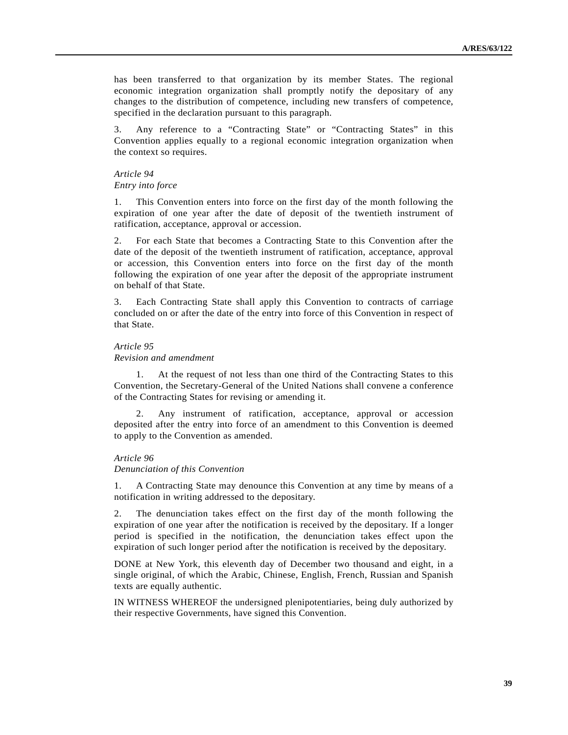has been transferred to that organization by its member States. The regional economic integration organization shall promptly notify the depositary of any changes to the distribution of competence, including new transfers of competence, specified in the declaration pursuant to this paragraph.

3. Any reference to a "Contracting State" or "Contracting States" in this Convention applies equally to a regional economic integration organization when the context so requires.

*Article 94*
*Entry into force*

1. This Convention enters into force on the first day of the month following the expiration of one year after the date of deposit of the twentieth instrument of ratification, acceptance, approval or accession.

2. For each State that becomes a Contracting State to this Convention after the date of the deposit of the twentieth instrument of ratification, acceptance, approval or accession, this Convention enters into force on the first day of the month following the expiration of one year after the deposit of the appropriate instrument on behalf of that State.

3. Each Contracting State shall apply this Convention to contracts of carriage concluded on or after the date of the entry into force of this Convention in respect of that State.

*Article 95*
*Revision and amendment*

1. At the request of not less than one third of the Contracting States to this Convention, the Secretary-General of the United Nations shall convene a conference of the Contracting States for revising or amending it.

2. Any instrument of ratification, acceptance, approval or accession deposited after the entry into force of an amendment to this Convention is deemed to apply to the Convention as amended.

*Article 96*
*Denunciation of this Convention*

1. A Contracting State may denounce this Convention at any time by means of a notification in writing addressed to the depositary.

2. The denunciation takes effect on the first day of the month following the expiration of one year after the notification is received by the depositary. If a longer period is specified in the notification, the denunciation takes effect upon the expiration of such longer period after the notification is received by the depositary.

DONE at New York, this eleventh day of December two thousand and eight, in a single original, of which the Arabic, Chinese, English, French, Russian and Spanish texts are equally authentic.

IN WITNESS WHEREOF the undersigned plenipotentiaries, being duly authorized by their respective Governments, have signed this Convention.